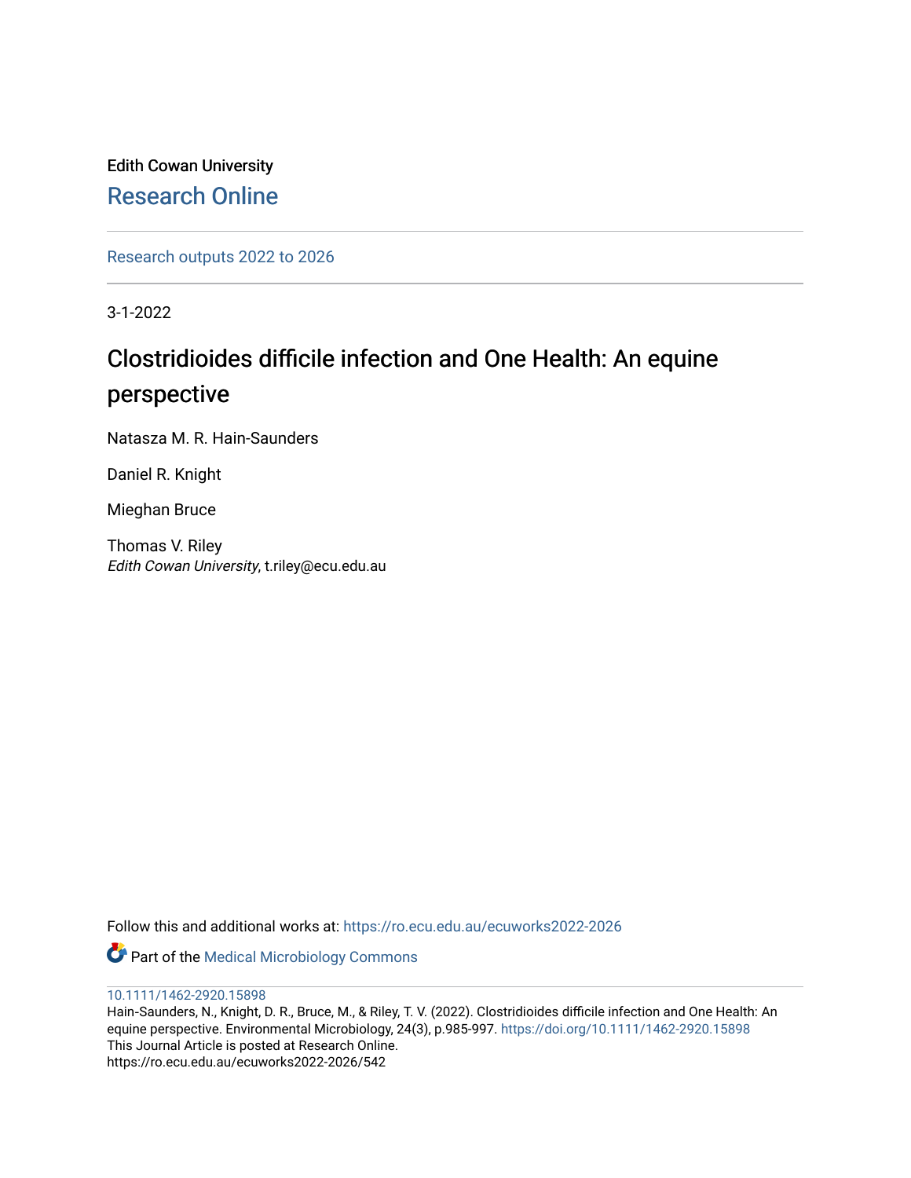Edith Cowan University

Research Online

Research outputs 2022 to 2026

3-1-2022

# Clostridioides difficile infection and One Health: An equine perspective

Natasza M. R. Hain-Saunders

Daniel R. Knight

Mieghan Bruce

Thomas V. Riley
*Edith Cowan University*, t.riley@ecu.edu.au

Follow this and additional works at: https://ro.ecu.edu.au/ecuworks2022-2026

Part of the Medical Microbiology Commons

10.1111/1462-2920.15898

Hain-Saunders, N., Knight, D. R., Bruce, M., & Riley, T. V. (2022). Clostridioides difficile infection and One Health: An equine perspective. Environmental Microbiology, 24(3), p.985-997. https://doi.org/10.1111/1462-2920.15898

This Journal Article is posted at Research Online.

https://ro.ecu.edu.au/ecuworks2022-2026/542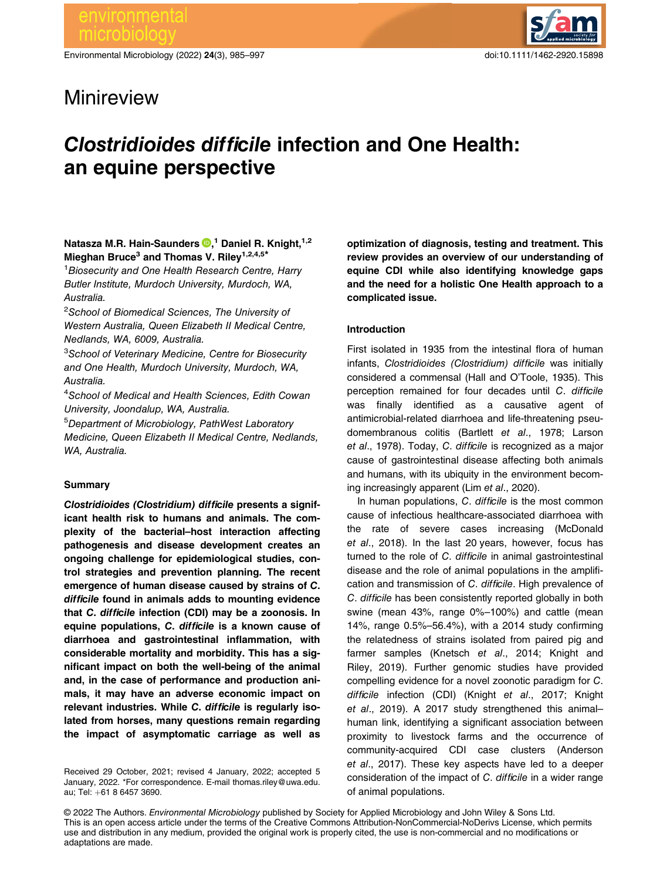Minireview

# *Clostridioides difficile* infection and One Health: an equine perspective

**Natasza M.R. Hain-Saunders**,[1] **Daniel R. Knight**,[1,2] **Mieghan Bruce**[3] **and Thomas V. Riley**[1,2,4,5*]

[1]*Biosecurity and One Health Research Centre, Harry Butler Institute, Murdoch University, Murdoch, WA, Australia.*

[2]*School of Biomedical Sciences, The University of Western Australia, Queen Elizabeth II Medical Centre, Nedlands, WA, 6009, Australia.*

[3]*School of Veterinary Medicine, Centre for Biosecurity and One Health, Murdoch University, Murdoch, WA, Australia.*

[4]*School of Medical and Health Sciences, Edith Cowan University, Joondalup, WA, Australia.*

[5]*Department of Microbiology, PathWest Laboratory Medicine, Queen Elizabeth II Medical Centre, Nedlands, WA, Australia.*

### Summary

***Clostridioides (Clostridium) difficile* presents a significant health risk to humans and animals. The complexity of the bacterial–host interaction affecting pathogenesis and disease development creates an ongoing challenge for epidemiological studies, control strategies and prevention planning. The recent emergence of human disease caused by strains of *C. difficile* found in animals adds to mounting evidence that *C. difficile* infection (CDI) may be a zoonosis. In equine populations, *C. difficile* is a known cause of diarrhoea and gastrointestinal inflammation, with considerable mortality and morbidity. This has a significant impact on both the well-being of the animal and, in the case of performance and production animals, it may have an adverse economic impact on relevant industries. While *C. difficile* is regularly isolated from horses, many questions remain regarding the impact of asymptomatic carriage as well as optimization of diagnosis, testing and treatment. This review provides an overview of our understanding of equine CDI while also identifying knowledge gaps and the need for a holistic One Health approach to a complicated issue.**

Received 29 October, 2021; revised 4 January, 2022; accepted 5 January, 2022. *For correspondence. E-mail thomas.riley@uwa.edu.au; Tel: +61 8 6457 3690.

### Introduction

First isolated in 1935 from the intestinal flora of human infants, *Clostridioides (Clostridium) difficile* was initially considered a commensal (Hall and O'Toole, 1935). This perception remained for four decades until *C. difficile* was finally identified as a causative agent of antimicrobial-related diarrhoea and life-threatening pseudomembranous colitis (Bartlett *et al*., 1978; Larson *et al*., 1978). Today, *C. difficile* is recognized as a major cause of gastrointestinal disease affecting both animals and humans, with its ubiquity in the environment becoming increasingly apparent (Lim *et al*., 2020).

In human populations, *C. difficile* is the most common cause of infectious healthcare-associated diarrhoea with the rate of severe cases increasing (McDonald *et al*., 2018). In the last 20 years, however, focus has turned to the role of *C. difficile* in animal gastrointestinal disease and the role of animal populations in the amplification and transmission of *C. difficile*. High prevalence of *C. difficile* has been consistently reported globally in both swine (mean 43%, range 0%–100%) and cattle (mean 14%, range 0.5%–56.4%), with a 2014 study confirming the relatedness of strains isolated from paired pig and farmer samples (Knetsch *et al*., 2014; Knight and Riley, 2019). Further genomic studies have provided compelling evidence for a novel zoonotic paradigm for *C. difficile* infection (CDI) (Knight *et al*., 2017; Knight *et al*., 2019). A 2017 study strengthened this animal–human link, identifying a significant association between proximity to livestock farms and the occurrence of community-acquired CDI case clusters (Anderson *et al*., 2017). These key aspects have led to a deeper consideration of the impact of *C. difficile* in a wider range of animal populations.

© 2022 The Authors. *Environmental Microbiology* published by Society for Applied Microbiology and John Wiley & Sons Ltd. This is an open access article under the terms of the Creative Commons Attribution-NonCommercial-NoDerivs License, which permits use and distribution in any medium, provided the original work is properly cited, the use is non-commercial and no modifications or adaptations are made.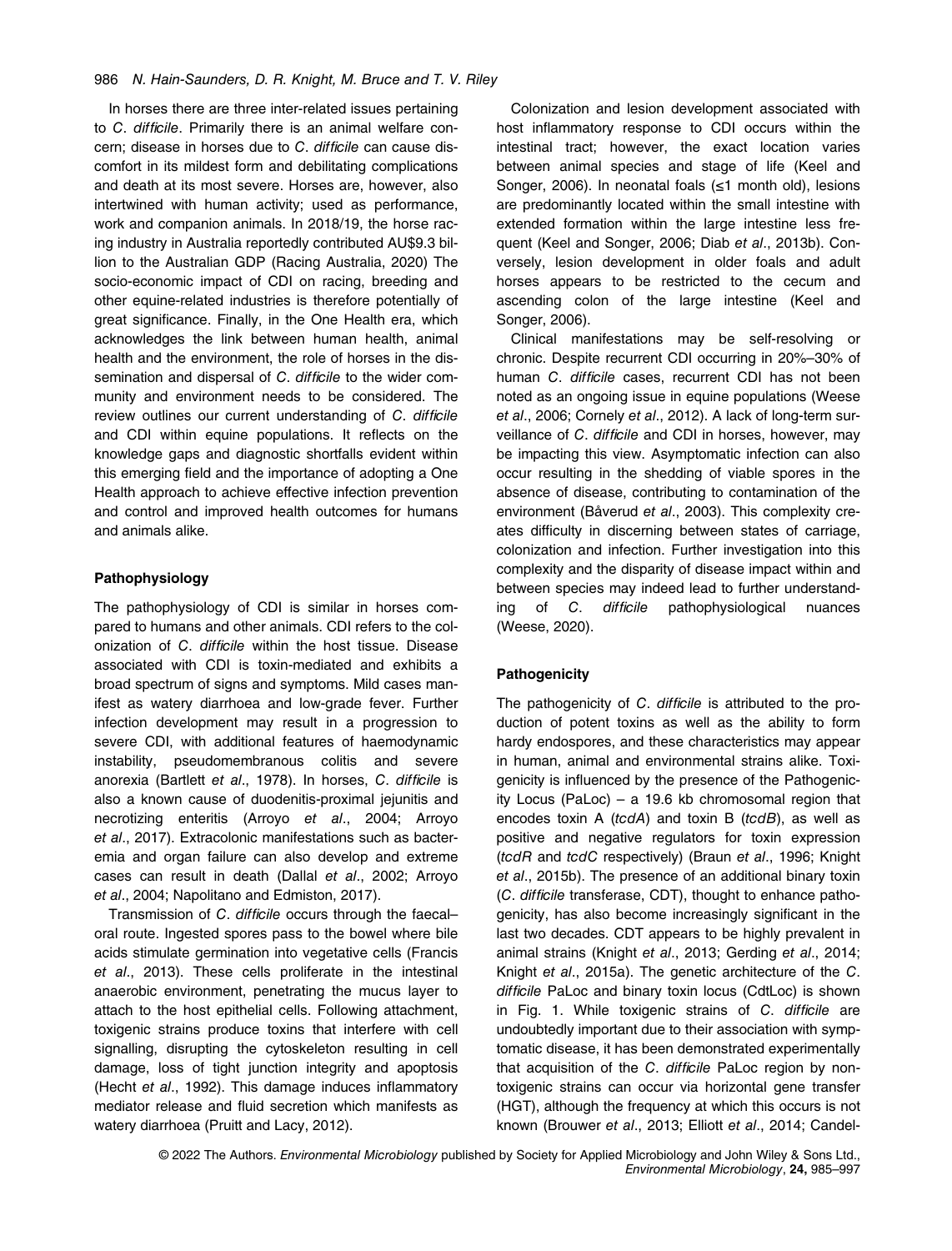In horses there are three inter-related issues pertaining to *C. difficile*. Primarily there is an animal welfare concern; disease in horses due to *C. difficile* can cause discomfort in its mildest form and debilitating complications and death at its most severe. Horses are, however, also intertwined with human activity; used as performance, work and companion animals. In 2018/19, the horse racing industry in Australia reportedly contributed AU$9.3 billion to the Australian GDP (Racing Australia, 2020) The socio-economic impact of CDI on racing, breeding and other equine-related industries is therefore potentially of great significance. Finally, in the One Health era, which acknowledges the link between human health, animal health and the environment, the role of horses in the dissemination and dispersal of *C. difficile* to the wider community and environment needs to be considered. The review outlines our current understanding of *C. difficile* and CDI within equine populations. It reflects on the knowledge gaps and diagnostic shortfalls evident within this emerging field and the importance of adopting a One Health approach to achieve effective infection prevention and control and improved health outcomes for humans and animals alike.

## Pathophysiology

The pathophysiology of CDI is similar in horses compared to humans and other animals. CDI refers to the colonization of *C. difficile* within the host tissue. Disease associated with CDI is toxin-mediated and exhibits a broad spectrum of signs and symptoms. Mild cases manifest as watery diarrhoea and low-grade fever. Further infection development may result in a progression to severe CDI, with additional features of haemodynamic instability, pseudomembranous colitis and severe anorexia (Bartlett *et al*., 1978). In horses, *C. difficile* is also a known cause of duodenitis-proximal jejunitis and necrotizing enteritis (Arroyo *et al*., 2004; Arroyo *et al*., 2017). Extracolonic manifestations such as bacteremia and organ failure can also develop and extreme cases can result in death (Dallal *et al*., 2002; Arroyo *et al*., 2004; Napolitano and Edmiston, 2017).

Transmission of *C. difficile* occurs through the faecal–oral route. Ingested spores pass to the bowel where bile acids stimulate germination into vegetative cells (Francis *et al*., 2013). These cells proliferate in the intestinal anaerobic environment, penetrating the mucus layer to attach to the host epithelial cells. Following attachment, toxigenic strains produce toxins that interfere with cell signalling, disrupting the cytoskeleton resulting in cell damage, loss of tight junction integrity and apoptosis (Hecht *et al*., 1992). This damage induces inflammatory mediator release and fluid secretion which manifests as watery diarrhoea (Pruitt and Lacy, 2012).

Colonization and lesion development associated with host inflammatory response to CDI occurs within the intestinal tract; however, the exact location varies between animal species and stage of life (Keel and Songer, 2006). In neonatal foals (≤1 month old), lesions are predominantly located within the small intestine with extended formation within the large intestine less frequent (Keel and Songer, 2006; Diab *et al*., 2013b). Conversely, lesion development in older foals and adult horses appears to be restricted to the cecum and ascending colon of the large intestine (Keel and Songer, 2006).

Clinical manifestations may be self-resolving or chronic. Despite recurrent CDI occurring in 20%–30% of human *C. difficile* cases, recurrent CDI has not been noted as an ongoing issue in equine populations (Weese *et al*., 2006; Cornely *et al*., 2012). A lack of long-term surveillance of *C. difficile* and CDI in horses, however, may be impacting this view. Asymptomatic infection can also occur resulting in the shedding of viable spores in the absence of disease, contributing to contamination of the environment (Båverud *et al*., 2003). This complexity creates difficulty in discerning between states of carriage, colonization and infection. Further investigation into this complexity and the disparity of disease impact within and between species may indeed lead to further understanding of *C. difficile* pathophysiological nuances (Weese, 2020).

## Pathogenicity

The pathogenicity of *C. difficile* is attributed to the production of potent toxins as well as the ability to form hardy endospores, and these characteristics may appear in human, animal and environmental strains alike. Toxigenicity is influenced by the presence of the Pathogenicity Locus (PaLoc) – a 19.6 kb chromosomal region that encodes toxin A (*tcdA*) and toxin B (*tcdB*), as well as positive and negative regulators for toxin expression (*tcdR* and *tcdC* respectively) (Braun *et al*., 1996; Knight *et al*., 2015b). The presence of an additional binary toxin (*C. difficile* transferase, CDT), thought to enhance pathogenicity, has also become increasingly significant in the last two decades. CDT appears to be highly prevalent in animal strains (Knight *et al*., 2013; Gerding *et al*., 2014; Knight *et al*., 2015a). The genetic architecture of the *C. difficile* PaLoc and binary toxin locus (CdtLoc) is shown in Fig. 1. While toxigenic strains of *C. difficile* are undoubtedly important due to their association with symptomatic disease, it has been demonstrated experimentally that acquisition of the *C. difficile* PaLoc region by non-toxigenic strains can occur via horizontal gene transfer (HGT), although the frequency at which this occurs is not known (Brouwer *et al*., 2013; Elliott *et al*., 2014; Candel-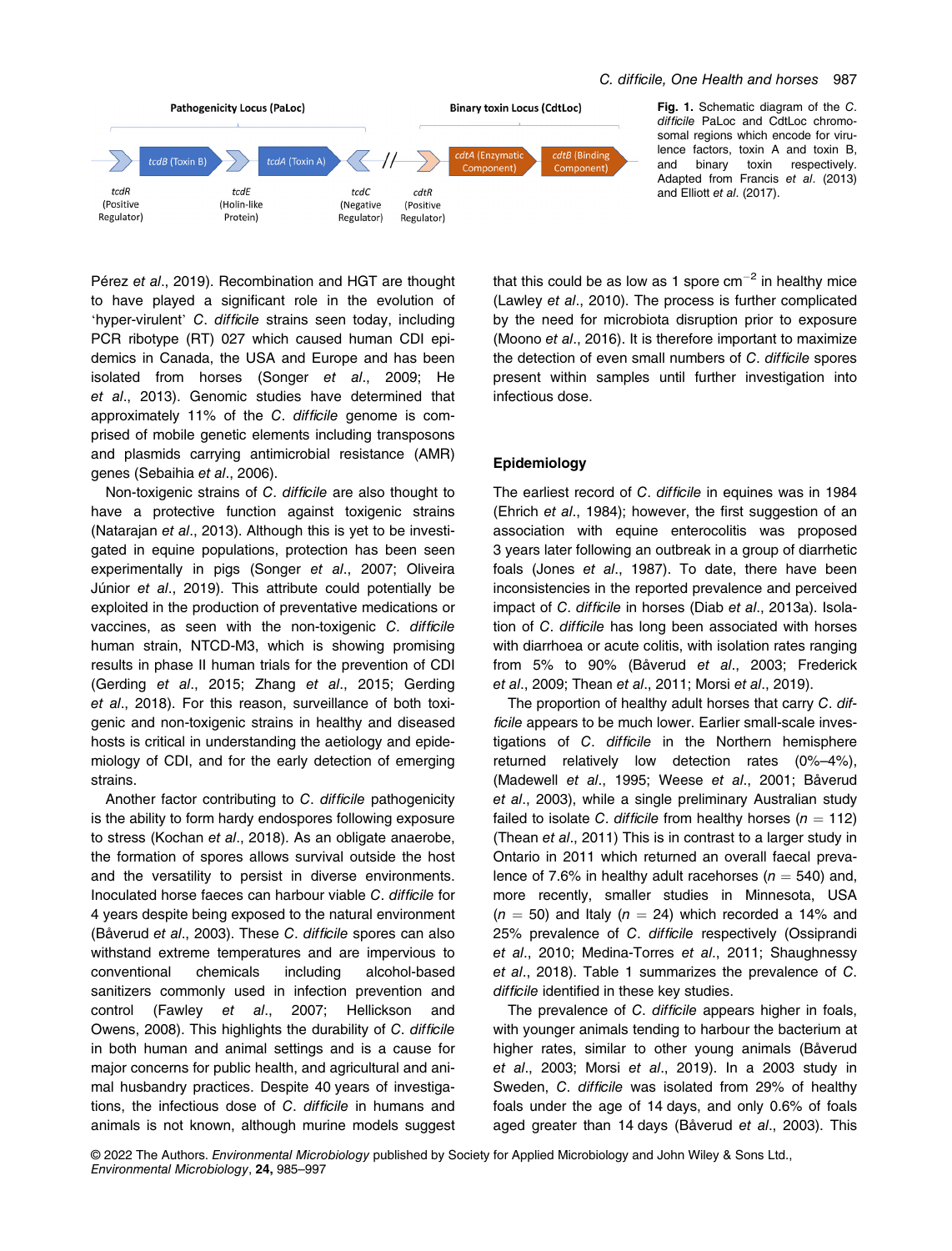**Fig. 1.** Schematic diagram of the *C. difficile* PaLoc and CdtLoc chromosomal regions which encode for virulence factors, toxin A and toxin B, and binary toxin respectively. Adapted from Francis *et al*. (2013) and Elliott *et al*. (2017).

Pérez *et al*., 2019). Recombination and HGT are thought to have played a significant role in the evolution of 'hyper-virulent' *C. difficile* strains seen today, including PCR ribotype (RT) 027 which caused human CDI epidemics in Canada, the USA and Europe and has been isolated from horses (Songer *et al*., 2009; He *et al*., 2013). Genomic studies have determined that approximately 11% of the *C. difficile* genome is comprised of mobile genetic elements including transposons and plasmids carrying antimicrobial resistance (AMR) genes (Sebaihia *et al*., 2006).

Non-toxigenic strains of *C. difficile* are also thought to have a protective function against toxigenic strains (Natarajan *et al*., 2013). Although this is yet to be investigated in equine populations, protection has been seen experimentally in pigs (Songer *et al*., 2007; Oliveira Júnior *et al*., 2019). This attribute could potentially be exploited in the production of preventative medications or vaccines, as seen with the non-toxigenic *C. difficile* human strain, NTCD-M3, which is showing promising results in phase II human trials for the prevention of CDI (Gerding *et al*., 2015; Zhang *et al*., 2015; Gerding *et al*., 2018). For this reason, surveillance of both toxigenic and non-toxigenic strains in healthy and diseased hosts is critical in understanding the aetiology and epidemiology of CDI, and for the early detection of emerging strains.

Another factor contributing to *C. difficile* pathogenicity is the ability to form hardy endospores following exposure to stress (Kochan *et al*., 2018). As an obligate anaerobe, the formation of spores allows survival outside the host and the versatility to persist in diverse environments. Inoculated horse faeces can harbour viable *C. difficile* for 4 years despite being exposed to the natural environment (Båverud *et al*., 2003). These *C. difficile* spores can also withstand extreme temperatures and are impervious to conventional chemicals including alcohol-based sanitizers commonly used in infection prevention and control (Fawley *et al*., 2007; Hellickson and Owens, 2008). This highlights the durability of *C. difficile* in both human and animal settings and is a cause for major concerns for public health, and agricultural and animal husbandry practices. Despite 40 years of investigations, the infectious dose of *C. difficile* in humans and animals is not known, although murine models suggest that this could be as low as 1 spore $cm^{-2}$ in healthy mice (Lawley *et al*., 2010). The process is further complicated by the need for microbiota disruption prior to exposure (Moono *et al*., 2016). It is therefore important to maximize the detection of even small numbers of *C. difficile* spores present within samples until further investigation into infectious dose.

## Epidemiology

The earliest record of *C. difficile* in equines was in 1984 (Ehrich *et al*., 1984); however, the first suggestion of an association with equine enterocolitis was proposed 3 years later following an outbreak in a group of diarrhetic foals (Jones *et al*., 1987). To date, there have been inconsistencies in the reported prevalence and perceived impact of *C. difficile* in horses (Diab *et al*., 2013a). Isolation of *C. difficile* has long been associated with horses with diarrhoea or acute colitis, with isolation rates ranging from 5% to 90% (Båverud *et al*., 2003; Frederick *et al*., 2009; Thean *et al*., 2011; Morsi *et al*., 2019).

The proportion of healthy adult horses that carry *C. difficile* appears to be much lower. Earlier small-scale investigations of *C. difficile* in the Northern hemisphere returned relatively low detection rates (0%–4%), (Madewell *et al*., 1995; Weese *et al*., 2001; Båverud *et al*., 2003), while a single preliminary Australian study failed to isolate *C. difficile* from healthy horses ($n = 112$) (Thean *et al*., 2011) This is in contrast to a larger study in Ontario in 2011 which returned an overall faecal prevalence of 7.6% in healthy adult racehorses ($n = 540$) and, more recently, smaller studies in Minnesota, USA ($n = 50$) and Italy ($n = 24$) which recorded a 14% and 25% prevalence of *C. difficile* respectively (Ossiprandi *et al*., 2010; Medina-Torres *et al*., 2011; Shaughnessy *et al*., 2018). Table 1 summarizes the prevalence of *C. difficile* identified in these key studies.

The prevalence of *C. difficile* appears higher in foals, with younger animals tending to harbour the bacterium at higher rates, similar to other young animals (Båverud *et al*., 2003; Morsi *et al*., 2019). In a 2003 study in Sweden, *C. difficile* was isolated from 29% of healthy foals under the age of 14 days, and only 0.6% of foals aged greater than 14 days (Båverud *et al*., 2003). This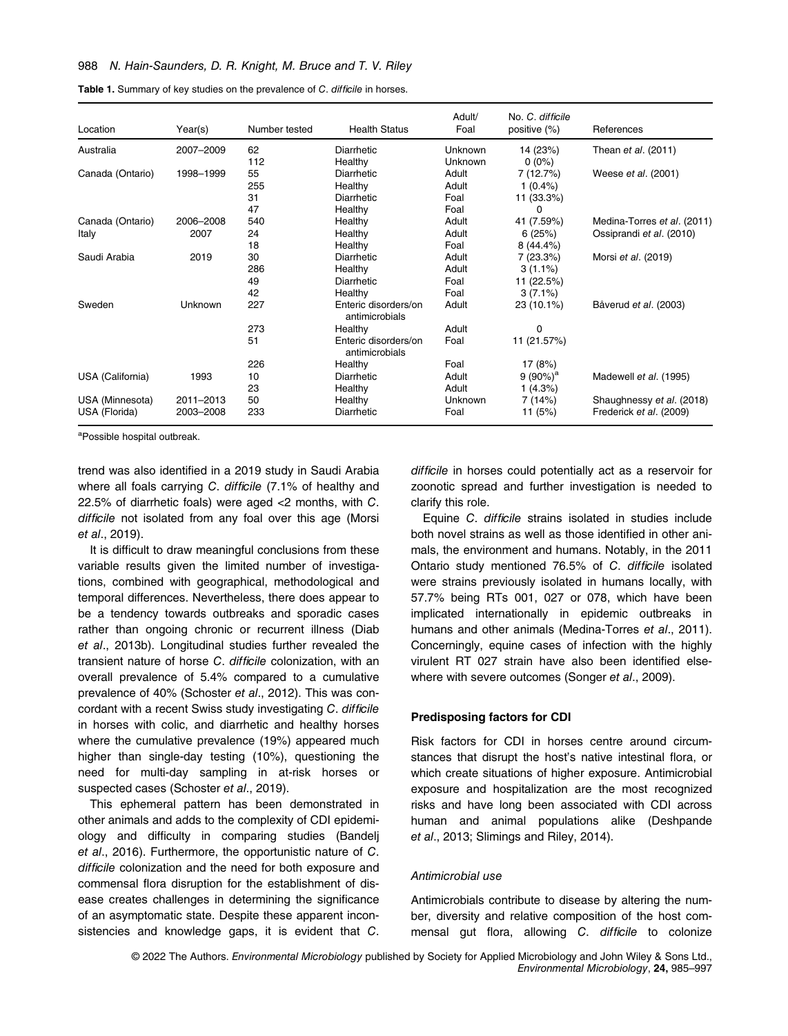**Table 1.** Summary of key studies on the prevalence of *C. difficile* in horses.

| Location | Year(s) | Number tested | Health Status | Adult/ Foal | No. *C. difficile* positive (%) | References |
|---|---|---|---|---|---|---|
| Australia | 2007–2009 | 62 | Diarrhetic | Unknown | 14 (23%) | Thean *et al*. (2011) |
| | | 112 | Healthy | Unknown | 0 (0%) | |
| Canada (Ontario) | 1998–1999 | 55 | Diarrhetic | Adult | 7 (12.7%) | Weese *et al*. (2001) |
| | | 255 | Healthy | Adult | 1 (0.4%) | |
| | | 31 | Diarrhetic | Foal | 11 (33.3%) | |
| | | 47 | Healthy | Foal | 0 | |
| Canada (Ontario) | 2006–2008 | 540 | Healthy | Adult | 41 (7.59%) | Medina-Torres *et al*. (2011) |
| Italy | 2007 | 24 | Healthy | Adult | 6 (25%) | Ossiprandi *et al*. (2010) |
| | | 18 | Healthy | Foal | 8 (44.4%) | |
| Saudi Arabia | 2019 | 30 | Diarrhetic | Adult | 7 (23.3%) | Morsi *et al*. (2019) |
| | | 286 | Healthy | Adult | 3 (1.1%) | |
| | | 49 | Diarrhetic | Foal | 11 (22.5%) | |
| | | 42 | Healthy | Foal | 3 (7.1%) | |
| Sweden | Unknown | 227 | Enteric disorders/on antimicrobials | Adult | 23 (10.1%) | Båverud *et al*. (2003) |
| | | 273 | Healthy | Adult | 0 | |
| | | 51 | Enteric disorders/on antimicrobials | Foal | 11 (21.57%) | |
| | | 226 | Healthy | Foal | 17 (8%) | |
| USA (California) | 1993 | 10 | Diarrhetic | Adult | 9 (90%)[a] | Madewell *et al*. (1995) |
| | | 23 | Healthy | Adult | 1 (4.3%) | |
| USA (Minnesota) | 2011–2013 | 50 | Healthy | Unknown | 7 (14%) | Shaughnessy *et al*. (2018) |
| USA (Florida) | 2003–2008 | 233 | Diarrhetic | Foal | 11 (5%) | Frederick *et al*. (2009) |

[a]Possible hospital outbreak.

trend was also identified in a 2019 study in Saudi Arabia where all foals carrying *C. difficile* (7.1% of healthy and 22.5% of diarrhetic foals) were aged <2 months, with *C. difficile* not isolated from any foal over this age (Morsi *et al*., 2019).

It is difficult to draw meaningful conclusions from these variable results given the limited number of investigations, combined with geographical, methodological and temporal differences. Nevertheless, there does appear to be a tendency towards outbreaks and sporadic cases rather than ongoing chronic or recurrent illness (Diab *et al*., 2013b). Longitudinal studies further revealed the transient nature of horse *C. difficile* colonization, with an overall prevalence of 5.4% compared to a cumulative prevalence of 40% (Schoster *et al*., 2012). This was concordant with a recent Swiss study investigating *C. difficile* in horses with colic, and diarrhetic and healthy horses where the cumulative prevalence (19%) appeared much higher than single-day testing (10%), questioning the need for multi-day sampling in at-risk horses or suspected cases (Schoster *et al*., 2019).

This ephemeral pattern has been demonstrated in other animals and adds to the complexity of CDI epidemiology and difficulty in comparing studies (Bandelj *et al*., 2016). Furthermore, the opportunistic nature of *C. difficile* colonization and the need for both exposure and commensal flora disruption for the establishment of disease creates challenges in determining the significance of an asymptomatic state. Despite these apparent inconsistencies and knowledge gaps, it is evident that *C. difficile* in horses could potentially act as a reservoir for zoonotic spread and further investigation is needed to clarify this role.

Equine *C. difficile* strains isolated in studies include both novel strains as well as those identified in other animals, the environment and humans. Notably, in the 2011 Ontario study mentioned 76.5% of *C. difficile* isolated were strains previously isolated in humans locally, with 57.7% being RTs 001, 027 or 078, which have been implicated internationally in epidemic outbreaks in humans and other animals (Medina-Torres *et al*., 2011). Concerningly, equine cases of infection with the highly virulent RT 027 strain have also been identified elsewhere with severe outcomes (Songer *et al*., 2009).

### Predisposing factors for CDI

Risk factors for CDI in horses centre around circumstances that disrupt the host's native intestinal flora, or which create situations of higher exposure. Antimicrobial exposure and hospitalization are the most recognized risks and have long been associated with CDI across human and animal populations alike (Deshpande *et al*., 2013; Slimings and Riley, 2014).

#### *Antimicrobial use*

Antimicrobials contribute to disease by altering the number, diversity and relative composition of the host commensal gut flora, allowing *C. difficile* to colonize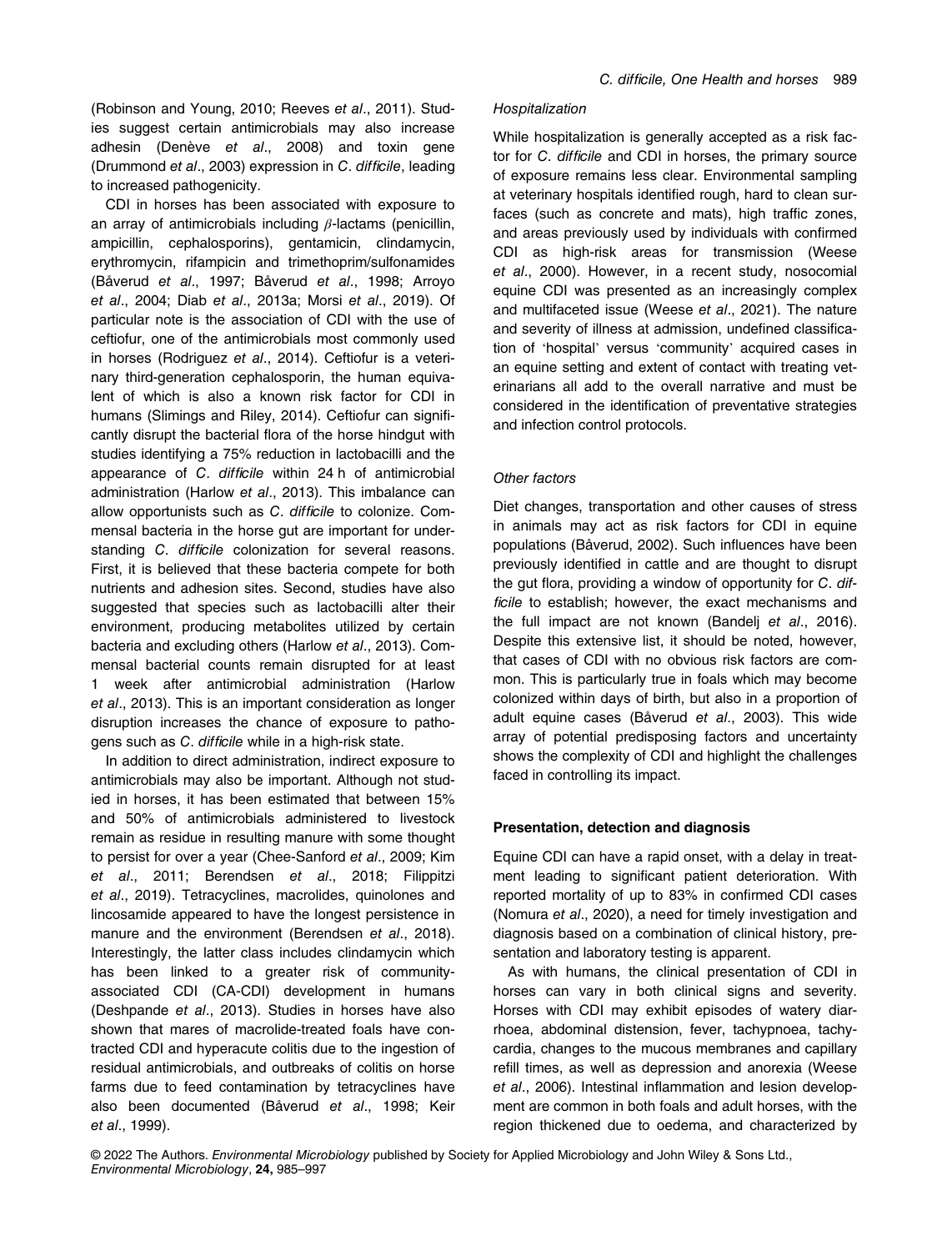(Robinson and Young, 2010; Reeves *et al*., 2011). Studies suggest certain antimicrobials may also increase adhesin (Denève *et al*., 2008) and toxin gene (Drummond *et al*., 2003) expression in *C. difficile*, leading to increased pathogenicity.

CDI in horses has been associated with exposure to an array of antimicrobials including $\beta$-lactams (penicillin, ampicillin, cephalosporins), gentamicin, clindamycin, erythromycin, rifampicin and trimethoprim/sulfonamides (Båverud *et al*., 1997; Båverud *et al*., 1998; Arroyo *et al*., 2004; Diab *et al*., 2013a; Morsi *et al*., 2019). Of particular note is the association of CDI with the use of ceftiofur, one of the antimicrobials most commonly used in horses (Rodriguez *et al*., 2014). Ceftiofur is a veterinary third-generation cephalosporin, the human equivalent of which is also a known risk factor for CDI in humans (Slimings and Riley, 2014). Ceftiofur can significantly disrupt the bacterial flora of the horse hindgut with studies identifying a 75% reduction in lactobacilli and the appearance of *C. difficile* within 24 h of antimicrobial administration (Harlow *et al*., 2013). This imbalance can allow opportunists such as *C. difficile* to colonize. Commensal bacteria in the horse gut are important for understanding *C. difficile* colonization for several reasons. First, it is believed that these bacteria compete for both nutrients and adhesion sites. Second, studies have also suggested that species such as lactobacilli alter their environment, producing metabolites utilized by certain bacteria and excluding others (Harlow *et al*., 2013). Commensal bacterial counts remain disrupted for at least 1 week after antimicrobial administration (Harlow *et al*., 2013). This is an important consideration as longer disruption increases the chance of exposure to pathogens such as *C. difficile* while in a high-risk state.

In addition to direct administration, indirect exposure to antimicrobials may also be important. Although not studied in horses, it has been estimated that between 15% and 50% of antimicrobials administered to livestock remain as residue in resulting manure with some thought to persist for over a year (Chee-Sanford *et al*., 2009; Kim *et al*., 2011; Berendsen *et al*., 2018; Filippitzi *et al*., 2019). Tetracyclines, macrolides, quinolones and lincosamide appeared to have the longest persistence in manure and the environment (Berendsen *et al*., 2018). Interestingly, the latter class includes clindamycin which has been linked to a greater risk of community-associated CDI (CA-CDI) development in humans (Deshpande *et al*., 2013). Studies in horses have also shown that mares of macrolide-treated foals have contracted CDI and hyperacute colitis due to the ingestion of residual antimicrobials, and outbreaks of colitis on horse farms due to feed contamination by tetracyclines have also been documented (Båverud *et al*., 1998; Keir *et al*., 1999).

*Hospitalization*

While hospitalization is generally accepted as a risk factor for *C. difficile* and CDI in horses, the primary source of exposure remains less clear. Environmental sampling at veterinary hospitals identified rough, hard to clean surfaces (such as concrete and mats), high traffic zones, and areas previously used by individuals with confirmed CDI as high-risk areas for transmission (Weese *et al*., 2000). However, in a recent study, nosocomial equine CDI was presented as an increasingly complex and multifaceted issue (Weese *et al*., 2021). The nature and severity of illness at admission, undefined classification of 'hospital' versus 'community' acquired cases in an equine setting and extent of contact with treating veterinarians all add to the overall narrative and must be considered in the identification of preventative strategies and infection control protocols.

*Other factors*

Diet changes, transportation and other causes of stress in animals may act as risk factors for CDI in equine populations (Båverud, 2002). Such influences have been previously identified in cattle and are thought to disrupt the gut flora, providing a window of opportunity for *C. difficile* to establish; however, the exact mechanisms and the full impact are not known (Bandelj *et al*., 2016). Despite this extensive list, it should be noted, however, that cases of CDI with no obvious risk factors are common. This is particularly true in foals which may become colonized within days of birth, but also in a proportion of adult equine cases (Båverud *et al*., 2003). This wide array of potential predisposing factors and uncertainty shows the complexity of CDI and highlight the challenges faced in controlling its impact.

**Presentation, detection and diagnosis**

Equine CDI can have a rapid onset, with a delay in treatment leading to significant patient deterioration. With reported mortality of up to 83% in confirmed CDI cases (Nomura *et al*., 2020), a need for timely investigation and diagnosis based on a combination of clinical history, presentation and laboratory testing is apparent.

As with humans, the clinical presentation of CDI in horses can vary in both clinical signs and severity. Horses with CDI may exhibit episodes of watery diarrhoea, abdominal distension, fever, tachypnoea, tachycardia, changes to the mucous membranes and capillary refill times, as well as depression and anorexia (Weese *et al*., 2006). Intestinal inflammation and lesion development are common in both foals and adult horses, with the region thickened due to oedema, and characterized by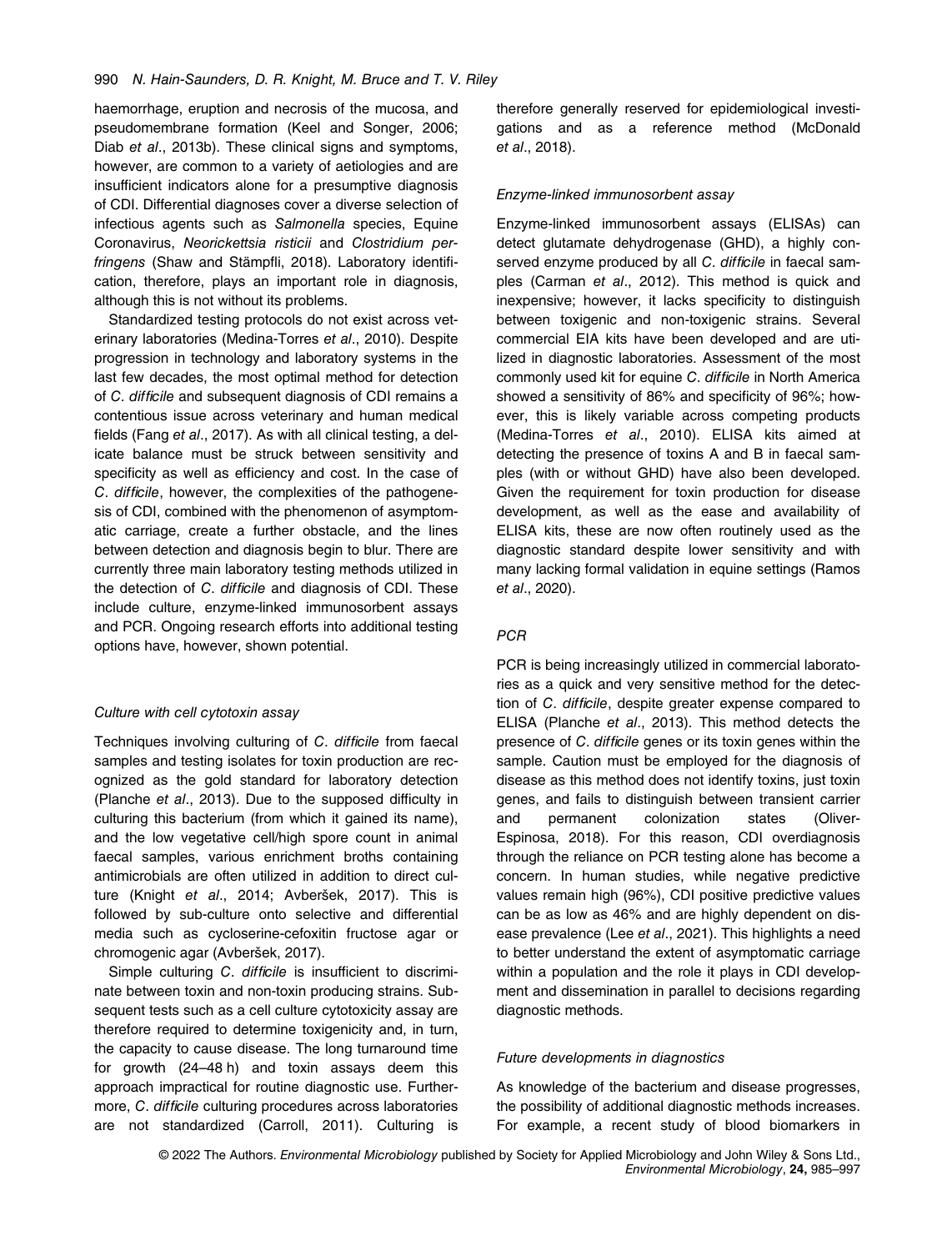haemorrhage, eruption and necrosis of the mucosa, and pseudomembrane formation (Keel and Songer, 2006; Diab *et al*., 2013b). These clinical signs and symptoms, however, are common to a variety of aetiologies and are insufficient indicators alone for a presumptive diagnosis of CDI. Differential diagnoses cover a diverse selection of infectious agents such as *Salmonella* species, Equine Coronavirus, *Neorickettsia risticii* and *Clostridium perfringens* (Shaw and Stämpfli, 2018). Laboratory identification, therefore, plays an important role in diagnosis, although this is not without its problems.

Standardized testing protocols do not exist across veterinary laboratories (Medina-Torres *et al*., 2010). Despite progression in technology and laboratory systems in the last few decades, the most optimal method for detection of *C. difficile* and subsequent diagnosis of CDI remains a contentious issue across veterinary and human medical fields (Fang *et al*., 2017). As with all clinical testing, a delicate balance must be struck between sensitivity and specificity as well as efficiency and cost. In the case of *C. difficile*, however, the complexities of the pathogenesis of CDI, combined with the phenomenon of asymptomatic carriage, create a further obstacle, and the lines between detection and diagnosis begin to blur. There are currently three main laboratory testing methods utilized in the detection of *C. difficile* and diagnosis of CDI. These include culture, enzyme-linked immunosorbent assays and PCR. Ongoing research efforts into additional testing options have, however, shown potential.

#### *Culture with cell cytotoxin assay*

Techniques involving culturing of *C. difficile* from faecal samples and testing isolates for toxin production are recognized as the gold standard for laboratory detection (Planche *et al*., 2013). Due to the supposed difficulty in culturing this bacterium (from which it gained its name), and the low vegetative cell/high spore count in animal faecal samples, various enrichment broths containing antimicrobials are often utilized in addition to direct culture (Knight *et al*., 2014; Avberšek, 2017). This is followed by sub-culture onto selective and differential media such as cycloserine-cefoxitin fructose agar or chromogenic agar (Avberšek, 2017).

Simple culturing *C. difficile* is insufficient to discriminate between toxin and non-toxin producing strains. Subsequent tests such as a cell culture cytotoxicity assay are therefore required to determine toxigenicity and, in turn, the capacity to cause disease. The long turnaround time for growth (24–48 h) and toxin assays deem this approach impractical for routine diagnostic use. Furthermore, *C. difficile* culturing procedures across laboratories are not standardized (Carroll, 2011). Culturing is therefore generally reserved for epidemiological investigations and as a reference method (McDonald *et al*., 2018).

#### *Enzyme-linked immunosorbent assay*

Enzyme-linked immunosorbent assays (ELISAs) can detect glutamate dehydrogenase (GHD), a highly conserved enzyme produced by all *C. difficile* in faecal samples (Carman *et al*., 2012). This method is quick and inexpensive; however, it lacks specificity to distinguish between toxigenic and non-toxigenic strains. Several commercial EIA kits have been developed and are utilized in diagnostic laboratories. Assessment of the most commonly used kit for equine *C. difficile* in North America showed a sensitivity of 86% and specificity of 96%; however, this is likely variable across competing products (Medina-Torres *et al*., 2010). ELISA kits aimed at detecting the presence of toxins A and B in faecal samples (with or without GHD) have also been developed. Given the requirement for toxin production for disease development, as well as the ease and availability of ELISA kits, these are now often routinely used as the diagnostic standard despite lower sensitivity and with many lacking formal validation in equine settings (Ramos *et al*., 2020).

#### *PCR*

PCR is being increasingly utilized in commercial laboratories as a quick and very sensitive method for the detection of *C. difficile*, despite greater expense compared to ELISA (Planche *et al*., 2013). This method detects the presence of *C. difficile* genes or its toxin genes within the sample. Caution must be employed for the diagnosis of disease as this method does not identify toxins, just toxin genes, and fails to distinguish between transient carrier and permanent colonization states (Oliver-Espinosa, 2018). For this reason, CDI overdiagnosis through the reliance on PCR testing alone has become a concern. In human studies, while negative predictive values remain high (96%), CDI positive predictive values can be as low as 46% and are highly dependent on disease prevalence (Lee *et al*., 2021). This highlights a need to better understand the extent of asymptomatic carriage within a population and the role it plays in CDI development and dissemination in parallel to decisions regarding diagnostic methods.

#### *Future developments in diagnostics*

As knowledge of the bacterium and disease progresses, the possibility of additional diagnostic methods increases. For example, a recent study of blood biomarkers in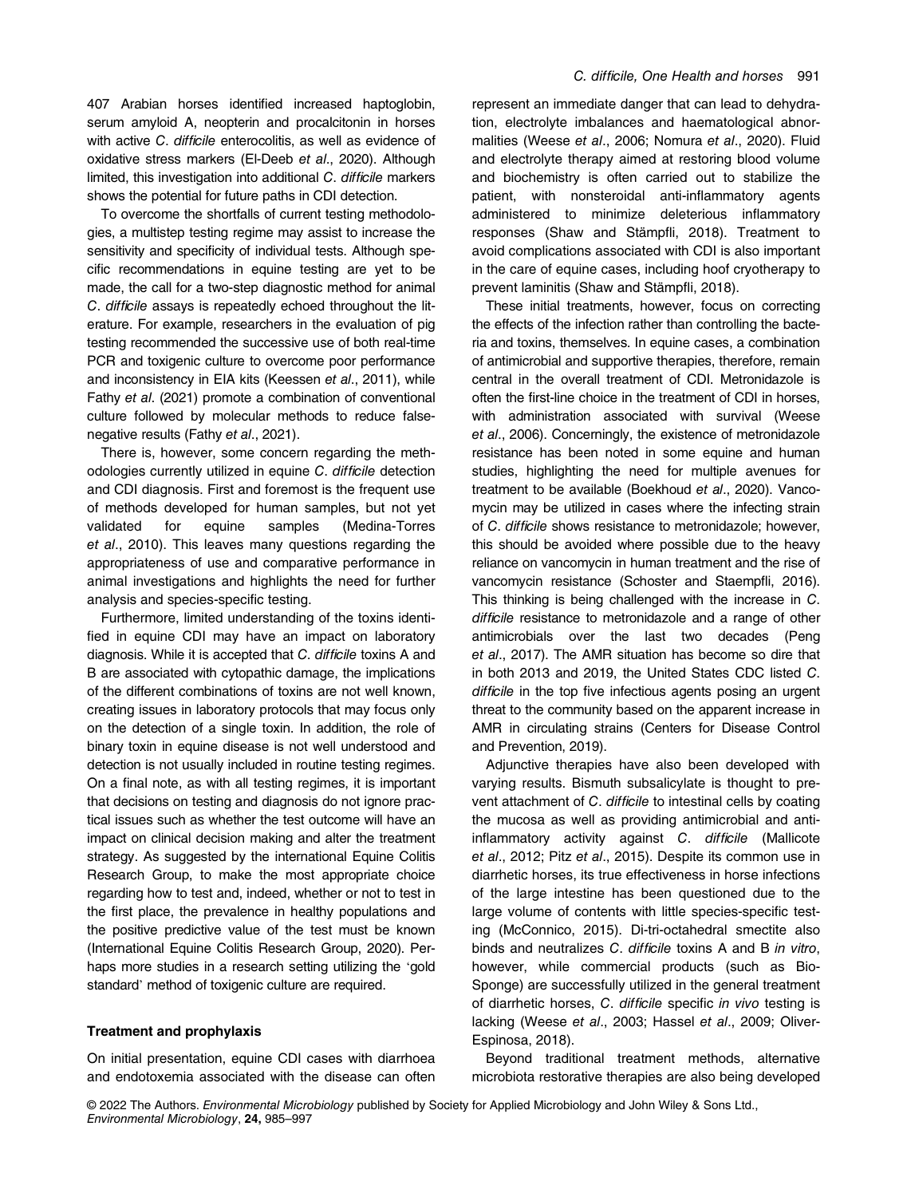407 Arabian horses identified increased haptoglobin, serum amyloid A, neopterin and procalcitonin in horses with active *C. difficile* enterocolitis, as well as evidence of oxidative stress markers (El-Deeb *et al*., 2020). Although limited, this investigation into additional *C. difficile* markers shows the potential for future paths in CDI detection.

To overcome the shortfalls of current testing methodologies, a multistep testing regime may assist to increase the sensitivity and specificity of individual tests. Although specific recommendations in equine testing are yet to be made, the call for a two-step diagnostic method for animal *C. difficile* assays is repeatedly echoed throughout the literature. For example, researchers in the evaluation of pig testing recommended the successive use of both real-time PCR and toxigenic culture to overcome poor performance and inconsistency in EIA kits (Keessen *et al*., 2011), while Fathy *et al*. (2021) promote a combination of conventional culture followed by molecular methods to reduce false-negative results (Fathy *et al*., 2021).

There is, however, some concern regarding the methodologies currently utilized in equine *C. difficile* detection and CDI diagnosis. First and foremost is the frequent use of methods developed for human samples, but not yet validated for equine samples (Medina-Torres *et al*., 2010). This leaves many questions regarding the appropriateness of use and comparative performance in animal investigations and highlights the need for further analysis and species-specific testing.

Furthermore, limited understanding of the toxins identified in equine CDI may have an impact on laboratory diagnosis. While it is accepted that *C. difficile* toxins A and B are associated with cytopathic damage, the implications of the different combinations of toxins are not well known, creating issues in laboratory protocols that may focus only on the detection of a single toxin. In addition, the role of binary toxin in equine disease is not well understood and detection is not usually included in routine testing regimes. On a final note, as with all testing regimes, it is important that decisions on testing and diagnosis do not ignore practical issues such as whether the test outcome will have an impact on clinical decision making and alter the treatment strategy. As suggested by the international Equine Colitis Research Group, to make the most appropriate choice regarding how to test and, indeed, whether or not to test in the first place, the prevalence in healthy populations and the positive predictive value of the test must be known (International Equine Colitis Research Group, 2020). Perhaps more studies in a research setting utilizing the 'gold standard' method of toxigenic culture are required.

### Treatment and prophylaxis

On initial presentation, equine CDI cases with diarrhoea and endotoxemia associated with the disease can often represent an immediate danger that can lead to dehydration, electrolyte imbalances and haematological abnormalities (Weese *et al*., 2006; Nomura *et al*., 2020). Fluid and electrolyte therapy aimed at restoring blood volume and biochemistry is often carried out to stabilize the patient, with nonsteroidal anti-inflammatory agents administered to minimize deleterious inflammatory responses (Shaw and Stämpfli, 2018). Treatment to avoid complications associated with CDI is also important in the care of equine cases, including hoof cryotherapy to prevent laminitis (Shaw and Stämpfli, 2018).

These initial treatments, however, focus on correcting the effects of the infection rather than controlling the bacteria and toxins, themselves. In equine cases, a combination of antimicrobial and supportive therapies, therefore, remain central in the overall treatment of CDI. Metronidazole is often the first-line choice in the treatment of CDI in horses, with administration associated with survival (Weese *et al*., 2006). Concerningly, the existence of metronidazole resistance has been noted in some equine and human studies, highlighting the need for multiple avenues for treatment to be available (Boekhoud *et al*., 2020). Vancomycin may be utilized in cases where the infecting strain of *C. difficile* shows resistance to metronidazole; however, this should be avoided where possible due to the heavy reliance on vancomycin in human treatment and the rise of vancomycin resistance (Schoster and Staempfli, 2016). This thinking is being challenged with the increase in *C. difficile* resistance to metronidazole and a range of other antimicrobials over the last two decades (Peng *et al*., 2017). The AMR situation has become so dire that in both 2013 and 2019, the United States CDC listed *C. difficile* in the top five infectious agents posing an urgent threat to the community based on the apparent increase in AMR in circulating strains (Centers for Disease Control and Prevention, 2019).

Adjunctive therapies have also been developed with varying results. Bismuth subsalicylate is thought to prevent attachment of *C. difficile* to intestinal cells by coating the mucosa as well as providing antimicrobial and anti-inflammatory activity against *C. difficile* (Mallicote *et al*., 2012; Pitz *et al*., 2015). Despite its common use in diarrhetic horses, its true effectiveness in horse infections of the large intestine has been questioned due to the large volume of contents with little species-specific testing (McConnico, 2015). Di-tri-octahedral smectite also binds and neutralizes *C. difficile* toxins A and B *in vitro*, however, while commercial products (such as Bio-Sponge) are successfully utilized in the general treatment of diarrhetic horses, *C. difficile* specific *in vivo* testing is lacking (Weese *et al*., 2003; Hassel *et al*., 2009; Oliver-Espinosa, 2018).

Beyond traditional treatment methods, alternative microbiota restorative therapies are also being developed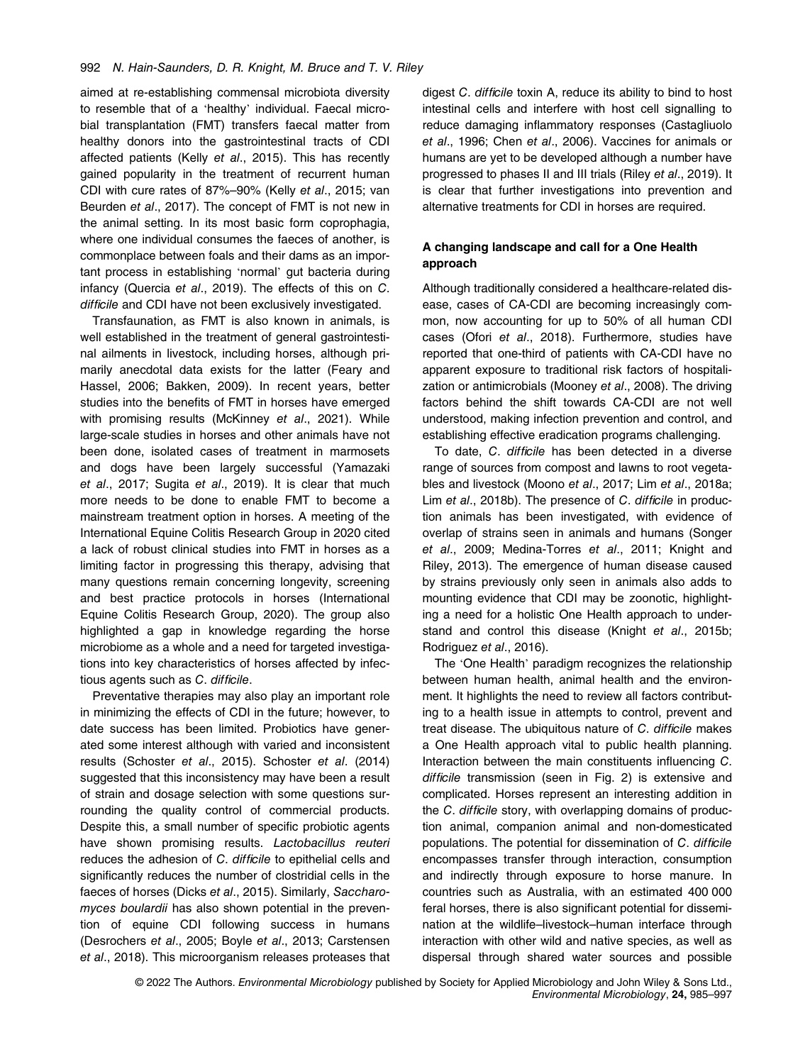aimed at re-establishing commensal microbiota diversity to resemble that of a 'healthy' individual. Faecal microbial transplantation (FMT) transfers faecal matter from healthy donors into the gastrointestinal tracts of CDI affected patients (Kelly *et al*., 2015). This has recently gained popularity in the treatment of recurrent human CDI with cure rates of 87%–90% (Kelly *et al*., 2015; van Beurden *et al*., 2017). The concept of FMT is not new in the animal setting. In its most basic form coprophagia, where one individual consumes the faeces of another, is commonplace between foals and their dams as an important process in establishing 'normal' gut bacteria during infancy (Quercia *et al*., 2019). The effects of this on *C. difficile* and CDI have not been exclusively investigated.

Transfaunation, as FMT is also known in animals, is well established in the treatment of general gastrointestinal ailments in livestock, including horses, although primarily anecdotal data exists for the latter (Feary and Hassel, 2006; Bakken, 2009). In recent years, better studies into the benefits of FMT in horses have emerged with promising results (McKinney *et al*., 2021). While large-scale studies in horses and other animals have not been done, isolated cases of treatment in marmosets and dogs have been largely successful (Yamazaki *et al*., 2017; Sugita *et al*., 2019). It is clear that much more needs to be done to enable FMT to become a mainstream treatment option in horses. A meeting of the International Equine Colitis Research Group in 2020 cited a lack of robust clinical studies into FMT in horses as a limiting factor in progressing this therapy, advising that many questions remain concerning longevity, screening and best practice protocols in horses (International Equine Colitis Research Group, 2020). The group also highlighted a gap in knowledge regarding the horse microbiome as a whole and a need for targeted investigations into key characteristics of horses affected by infectious agents such as *C. difficile*.

Preventative therapies may also play an important role in minimizing the effects of CDI in the future; however, to date success has been limited. Probiotics have generated some interest although with varied and inconsistent results (Schoster *et al*., 2015). Schoster *et al*. (2014) suggested that this inconsistency may have been a result of strain and dosage selection with some questions surrounding the quality control of commercial products. Despite this, a small number of specific probiotic agents have shown promising results. *Lactobacillus reuteri* reduces the adhesion of *C. difficile* to epithelial cells and significantly reduces the number of clostridial cells in the faeces of horses (Dicks *et al*., 2015). Similarly, *Saccharomyces boulardii* has also shown potential in the prevention of equine CDI following success in humans (Desrochers *et al*., 2005; Boyle *et al*., 2013; Carstensen *et al*., 2018). This microorganism releases proteases that digest *C. difficile* toxin A, reduce its ability to bind to host intestinal cells and interfere with host cell signalling to reduce damaging inflammatory responses (Castagliuolo *et al*., 1996; Chen *et al*., 2006). Vaccines for animals or humans are yet to be developed although a number have progressed to phases II and III trials (Riley *et al*., 2019). It is clear that further investigations into prevention and alternative treatments for CDI in horses are required.

## A changing landscape and call for a One Health approach

Although traditionally considered a healthcare-related disease, cases of CA-CDI are becoming increasingly common, now accounting for up to 50% of all human CDI cases (Ofori *et al*., 2018). Furthermore, studies have reported that one-third of patients with CA-CDI have no apparent exposure to traditional risk factors of hospitalization or antimicrobials (Mooney *et al*., 2008). The driving factors behind the shift towards CA-CDI are not well understood, making infection prevention and control, and establishing effective eradication programs challenging.

To date, *C. difficile* has been detected in a diverse range of sources from compost and lawns to root vegetables and livestock (Moono *et al*., 2017; Lim *et al*., 2018a; Lim *et al*., 2018b). The presence of *C. difficile* in production animals has been investigated, with evidence of overlap of strains seen in animals and humans (Songer *et al*., 2009; Medina-Torres *et al*., 2011; Knight and Riley, 2013). The emergence of human disease caused by strains previously only seen in animals also adds to mounting evidence that CDI may be zoonotic, highlighting a need for a holistic One Health approach to understand and control this disease (Knight *et al*., 2015b; Rodriguez *et al*., 2016).

The 'One Health' paradigm recognizes the relationship between human health, animal health and the environment. It highlights the need to review all factors contributing to a health issue in attempts to control, prevent and treat disease. The ubiquitous nature of *C. difficile* makes a One Health approach vital to public health planning. Interaction between the main constituents influencing *C. difficile* transmission (seen in Fig. 2) is extensive and complicated. Horses represent an interesting addition in the *C. difficile* story, with overlapping domains of production animal, companion animal and non-domesticated populations. The potential for dissemination of *C. difficile* encompasses transfer through interaction, consumption and indirectly through exposure to horse manure. In countries such as Australia, with an estimated 400 000 feral horses, there is also significant potential for dissemination at the wildlife–livestock–human interface through interaction with other wild and native species, as well as dispersal through shared water sources and possible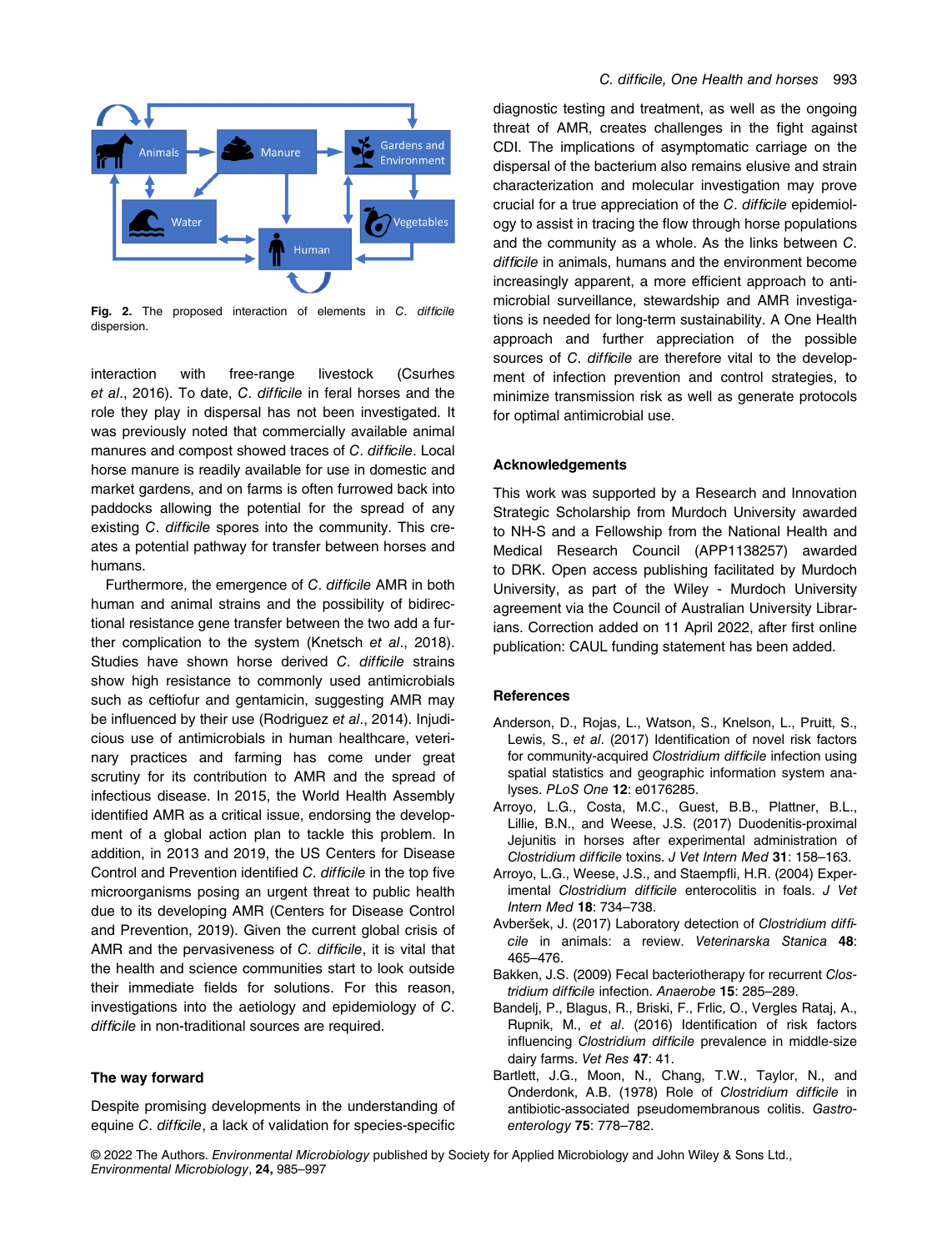Fig. 2. The proposed interaction of elements in *C. difficile* dispersion.

interaction with free-range livestock (Csurhes *et al*., 2016). To date, *C. difficile* in feral horses and the role they play in dispersal has not been investigated. It was previously noted that commercially available animal manures and compost showed traces of *C. difficile*. Local horse manure is readily available for use in domestic and market gardens, and on farms is often furrowed back into paddocks allowing the potential for the spread of any existing *C. difficile* spores into the community. This creates a potential pathway for transfer between horses and humans.

Furthermore, the emergence of *C. difficile* AMR in both human and animal strains and the possibility of bidirectional resistance gene transfer between the two add a further complication to the system (Knetsch *et al*., 2018). Studies have shown horse derived *C. difficile* strains show high resistance to commonly used antimicrobials such as ceftiofur and gentamicin, suggesting AMR may be influenced by their use (Rodriguez *et al*., 2014). Injudicious use of antimicrobials in human healthcare, veterinary practices and farming has come under great scrutiny for its contribution to AMR and the spread of infectious disease. In 2015, the World Health Assembly identified AMR as a critical issue, endorsing the development of a global action plan to tackle this problem. In addition, in 2013 and 2019, the US Centers for Disease Control and Prevention identified *C. difficile* in the top five microorganisms posing an urgent threat to public health due to its developing AMR (Centers for Disease Control and Prevention, 2019). Given the current global crisis of AMR and the pervasiveness of *C. difficile*, it is vital that the health and science communities start to look outside their immediate fields for solutions. For this reason, investigations into the aetiology and epidemiology of *C. difficile* in non-traditional sources are required.

## The way forward

Despite promising developments in the understanding of equine *C. difficile*, a lack of validation for species-specific diagnostic testing and treatment, as well as the ongoing threat of AMR, creates challenges in the fight against CDI. The implications of asymptomatic carriage on the dispersal of the bacterium also remains elusive and strain characterization and molecular investigation may prove crucial for a true appreciation of the *C. difficile* epidemiology to assist in tracing the flow through horse populations and the community as a whole. As the links between *C. difficile* in animals, humans and the environment become increasingly apparent, a more efficient approach to antimicrobial surveillance, stewardship and AMR investigations is needed for long-term sustainability. A One Health approach and further appreciation of the possible sources of *C. difficile* are therefore vital to the development of infection prevention and control strategies, to minimize transmission risk as well as generate protocols for optimal antimicrobial use.

## Acknowledgements

This work was supported by a Research and Innovation Strategic Scholarship from Murdoch University awarded to NH-S and a Fellowship from the National Health and Medical Research Council (APP1138257) awarded to DRK. Open access publishing facilitated by Murdoch University, as part of the Wiley - Murdoch University agreement via the Council of Australian University Librarians. Correction added on 11 April 2022, after first online publication: CAUL funding statement has been added.

## References

Anderson, D., Rojas, L., Watson, S., Knelson, L., Pruitt, S., Lewis, S., *et al*. (2017) Identification of novel risk factors for community-acquired *Clostridium difficile* infection using spatial statistics and geographic information system analyses. *PLoS One* **12**: e0176285.

Arroyo, L.G., Costa, M.C., Guest, B.B., Plattner, B.L., Lillie, B.N., and Weese, J.S. (2017) Duodenitis-proximal Jejunitis in horses after experimental administration of *Clostridium difficile* toxins. *J Vet Intern Med* **31**: 158–163.

Arroyo, L.G., Weese, J.S., and Staempfli, H.R. (2004) Experimental *Clostridium difficile* enterocolitis in foals. *J Vet Intern Med* **18**: 734–738.

Avberšek, J. (2017) Laboratory detection of *Clostridium difficile* in animals: a review. *Veterinarska Stanica* **48**: 465–476.

Bakken, J.S. (2009) Fecal bacteriotherapy for recurrent *Clostridium difficile* infection. *Anaerobe* **15**: 285–289.

Bandelj, P., Blagus, R., Briski, F., Frlic, O., Vergles Rataj, A., Rupnik, M., *et al*. (2016) Identification of risk factors influencing *Clostridium difficile* prevalence in middle-size dairy farms. *Vet Res* **47**: 41.

Bartlett, J.G., Moon, N., Chang, T.W., Taylor, N., and Onderdonk, A.B. (1978) Role of *Clostridium difficile* in antibiotic-associated pseudomembranous colitis. *Gastroenterology* **75**: 778–782.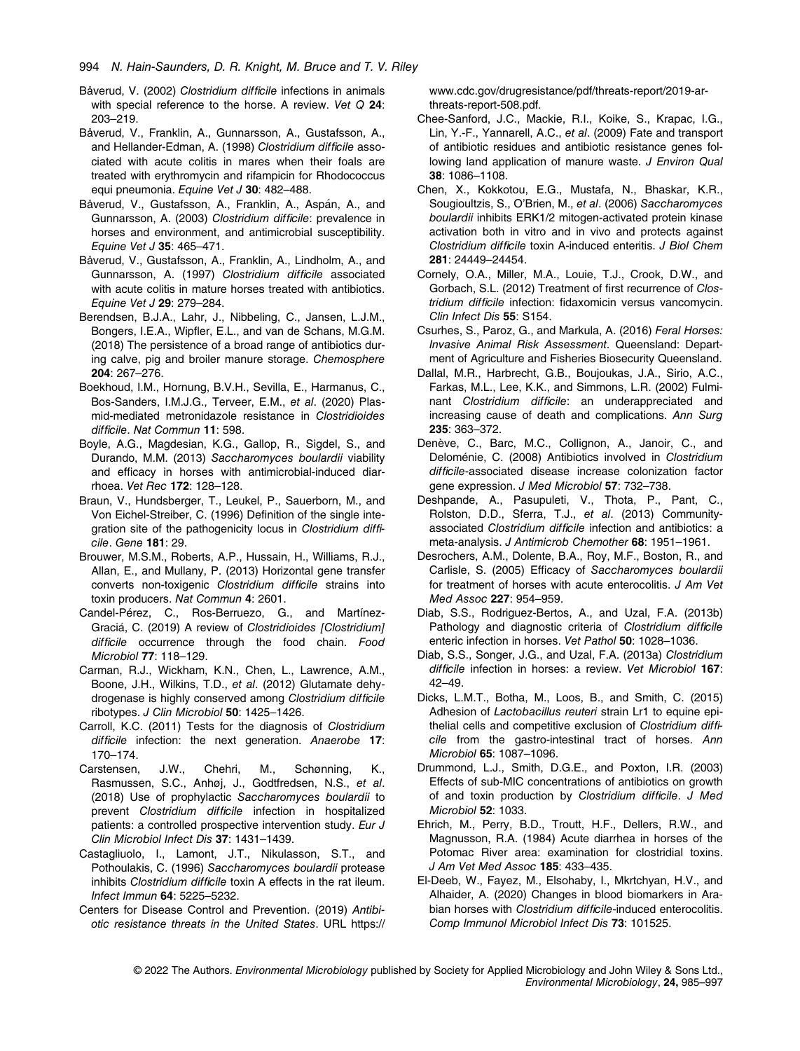Båverud, V. (2002) *Clostridium difficile* infections in animals with special reference to the horse. A review. *Vet Q* **24**: 203–219.

Båverud, V., Franklin, A., Gunnarsson, A., Gustafsson, A., and Hellander-Edman, A. (1998) *Clostridium difficile* associated with acute colitis in mares when their foals are treated with erythromycin and rifampicin for Rhodococcus equi pneumonia. *Equine Vet J* **30**: 482–488.

Båverud, V., Gustafsson, A., Franklin, A., Aspán, A., and Gunnarsson, A. (2003) *Clostridium difficile*: prevalence in horses and environment, and antimicrobial susceptibility. *Equine Vet J* **35**: 465–471.

Båverud, V., Gustafsson, A., Franklin, A., Lindholm, A., and Gunnarsson, A. (1997) *Clostridium difficile* associated with acute colitis in mature horses treated with antibiotics. *Equine Vet J* **29**: 279–284.

Berendsen, B.J.A., Lahr, J., Nibbeling, C., Jansen, L.J.M., Bongers, I.E.A., Wipfler, E.L., and van de Schans, M.G.M. (2018) The persistence of a broad range of antibiotics during calve, pig and broiler manure storage. *Chemosphere* **204**: 267–276.

Boekhoud, I.M., Hornung, B.V.H., Sevilla, E., Harmanus, C., Bos-Sanders, I.M.J.G., Terveer, E.M., *et al*. (2020) Plasmid-mediated metronidazole resistance in *Clostridioides difficile*. *Nat Commun* **11**: 598.

Boyle, A.G., Magdesian, K.G., Gallop, R., Sigdel, S., and Durando, M.M. (2013) *Saccharomyces boulardii* viability and efficacy in horses with antimicrobial-induced diarrhoea. *Vet Rec* **172**: 128–128.

Braun, V., Hundsberger, T., Leukel, P., Sauerborn, M., and Von Eichel-Streiber, C. (1996) Definition of the single integration site of the pathogenicity locus in *Clostridium difficile*. *Gene* **181**: 29.

Brouwer, M.S.M., Roberts, A.P., Hussain, H., Williams, R.J., Allan, E., and Mullany, P. (2013) Horizontal gene transfer converts non-toxigenic *Clostridium difficile* strains into toxin producers. *Nat Commun* **4**: 2601.

Candel-Pérez, C., Ros-Berruezo, G., and Martínez-Graciá, C. (2019) A review of *Clostridioides [Clostridium] difficile* occurrence through the food chain. *Food Microbiol* **77**: 118–129.

Carman, R.J., Wickham, K.N., Chen, L., Lawrence, A.M., Boone, J.H., Wilkins, T.D., *et al*. (2012) Glutamate dehydrogenase is highly conserved among *Clostridium difficile* ribotypes. *J Clin Microbiol* **50**: 1425–1426.

Carroll, K.C. (2011) Tests for the diagnosis of *Clostridium difficile* infection: the next generation. *Anaerobe* **17**: 170–174.

Carstensen, J.W., Chehri, M., Schønning, K., Rasmussen, S.C., Anhøj, J., Godtfredsen, N.S., *et al*. (2018) Use of prophylactic *Saccharomyces boulardii* to prevent *Clostridium difficile* infection in hospitalized patients: a controlled prospective intervention study. *Eur J Clin Microbiol Infect Dis* **37**: 1431–1439.

Castagliuolo, I., Lamont, J.T., Nikulasson, S.T., and Pothoulakis, C. (1996) *Saccharomyces boulardii* protease inhibits *Clostridium difficile* toxin A effects in the rat ileum. *Infect Immun* **64**: 5225–5232.

Centers for Disease Control and Prevention. (2019) *Antibiotic resistance threats in the United States*. URL https://www.cdc.gov/drugresistance/pdf/threats-report/2019-ar-threats-report-508.pdf.

Chee-Sanford, J.C., Mackie, R.I., Koike, S., Krapac, I.G., Lin, Y.-F., Yannarell, A.C., *et al*. (2009) Fate and transport of antibiotic residues and antibiotic resistance genes following land application of manure waste. *J Environ Qual* **38**: 1086–1108.

Chen, X., Kokkotou, E.G., Mustafa, N., Bhaskar, K.R., Sougioultzis, S., O'Brien, M., *et al*. (2006) *Saccharomyces boulardii* inhibits ERK1/2 mitogen-activated protein kinase activation both in vitro and in vivo and protects against *Clostridium difficile* toxin A-induced enteritis. *J Biol Chem* **281**: 24449–24454.

Cornely, O.A., Miller, M.A., Louie, T.J., Crook, D.W., and Gorbach, S.L. (2012) Treatment of first recurrence of *Clostridium difficile* infection: fidaxomicin versus vancomycin. *Clin Infect Dis* **55**: S154.

Csurhes, S., Paroz, G., and Markula, A. (2016) *Feral Horses: Invasive Animal Risk Assessment*. Queensland: Department of Agriculture and Fisheries Biosecurity Queensland.

Dallal, M.R., Harbrecht, G.B., Boujoukas, J.A., Sirio, A.C., Farkas, M.L., Lee, K.K., and Simmons, L.R. (2002) Fulminant *Clostridium difficile*: an underappreciated and increasing cause of death and complications. *Ann Surg* **235**: 363–372.

Denève, C., Barc, M.C., Collignon, A., Janoir, C., and Deloménie, C. (2008) Antibiotics involved in *Clostridium difficile*-associated disease increase colonization factor gene expression. *J Med Microbiol* **57**: 732–738.

Deshpande, A., Pasupuleti, V., Thota, P., Pant, C., Rolston, D.D., Sferra, T.J., *et al*. (2013) Community-associated *Clostridium difficile* infection and antibiotics: a meta-analysis. *J Antimicrob Chemother* **68**: 1951–1961.

Desrochers, A.M., Dolente, B.A., Roy, M.F., Boston, R., and Carlisle, S. (2005) Efficacy of *Saccharomyces boulardii* for treatment of horses with acute enterocolitis. *J Am Vet Med Assoc* **227**: 954–959.

Diab, S.S., Rodriguez-Bertos, A., and Uzal, F.A. (2013b) Pathology and diagnostic criteria of *Clostridium difficile* enteric infection in horses. *Vet Pathol* **50**: 1028–1036.

Diab, S.S., Songer, J.G., and Uzal, F.A. (2013a) *Clostridium difficile* infection in horses: a review. *Vet Microbiol* **167**: 42–49.

Dicks, L.M.T., Botha, M., Loos, B., and Smith, C. (2015) Adhesion of *Lactobacillus reuteri* strain Lr1 to equine epithelial cells and competitive exclusion of *Clostridium difficile* from the gastro-intestinal tract of horses. *Ann Microbiol* **65**: 1087–1096.

Drummond, L.J., Smith, D.G.E., and Poxton, I.R. (2003) Effects of sub-MIC concentrations of antibiotics on growth of and toxin production by *Clostridium difficile*. *J Med Microbiol* **52**: 1033.

Ehrich, M., Perry, B.D., Troutt, H.F., Dellers, R.W., and Magnusson, R.A. (1984) Acute diarrhea in horses of the Potomac River area: examination for clostridial toxins. *J Am Vet Med Assoc* **185**: 433–435.

El-Deeb, W., Fayez, M., Elsohaby, I., Mkrtchyan, H.V., and Alhaider, A. (2020) Changes in blood biomarkers in Arabian horses with *Clostridium difficile*-induced enterocolitis. *Comp Immunol Microbiol Infect Dis* **73**: 101525.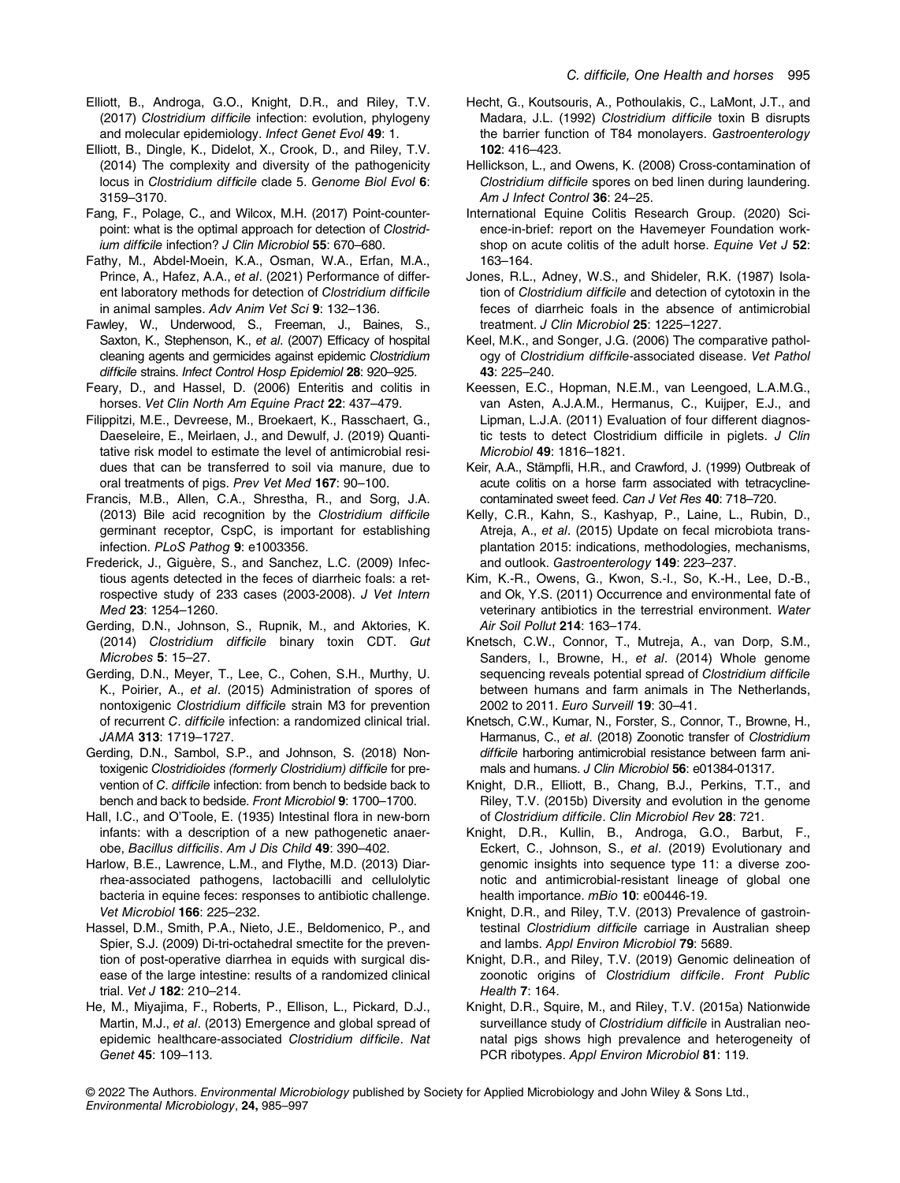Elliott, B., Androga, G.O., Knight, D.R., and Riley, T.V. (2017) *Clostridium difficile* infection: evolution, phylogeny and molecular epidemiology. *Infect Genet Evol* **49**: 1.

Elliott, B., Dingle, K., Didelot, X., Crook, D., and Riley, T.V. (2014) The complexity and diversity of the pathogenicity locus in *Clostridium difficile* clade 5. *Genome Biol Evol* **6**: 3159–3170.

Fang, F., Polage, C., and Wilcox, M.H. (2017) Point-counterpoint: what is the optimal approach for detection of *Clostridium difficile* infection? *J Clin Microbiol* **55**: 670–680.

Fathy, M., Abdel-Moein, K.A., Osman, W.A., Erfan, M.A., Prince, A., Hafez, A.A., *et al*. (2021) Performance of different laboratory methods for detection of *Clostridium difficile* in animal samples. *Adv Anim Vet Sci* **9**: 132–136.

Fawley, W., Underwood, S., Freeman, J., Baines, S., Saxton, K., Stephenson, K., *et al*. (2007) Efficacy of hospital cleaning agents and germicides against epidemic *Clostridium difficile* strains. *Infect Control Hosp Epidemiol* **28**: 920–925.

Feary, D., and Hassel, D. (2006) Enteritis and colitis in horses. *Vet Clin North Am Equine Pract* **22**: 437–479.

Filippitzi, M.E., Devreese, M., Broekaert, K., Rasschaert, G., Daeseleire, E., Meirlaen, J., and Dewulf, J. (2019) Quantitative risk model to estimate the level of antimicrobial residues that can be transferred to soil via manure, due to oral treatments of pigs. *Prev Vet Med* **167**: 90–100.

Francis, M.B., Allen, C.A., Shrestha, R., and Sorg, J.A. (2013) Bile acid recognition by the *Clostridium difficile* germinant receptor, CspC, is important for establishing infection. *PLoS Pathog* **9**: e1003356.

Frederick, J., Giguère, S., and Sanchez, L.C. (2009) Infectious agents detected in the feces of diarrheic foals: a retrospective study of 233 cases (2003-2008). *J Vet Intern Med* **23**: 1254–1260.

Gerding, D.N., Johnson, S., Rupnik, M., and Aktories, K. (2014) *Clostridium difficile* binary toxin CDT. *Gut Microbes* **5**: 15–27.

Gerding, D.N., Meyer, T., Lee, C., Cohen, S.H., Murthy, U. K., Poirier, A., *et al*. (2015) Administration of spores of nontoxigenic *Clostridium difficile* strain M3 for prevention of recurrent *C. difficile* infection: a randomized clinical trial. *JAMA* **313**: 1719–1727.

Gerding, D.N., Sambol, S.P., and Johnson, S. (2018) Non-toxigenic *Clostridioides (formerly Clostridium) difficile* for prevention of *C. difficile* infection: from bench to bedside back to bench and back to bedside. *Front Microbiol* **9**: 1700–1700.

Hall, I.C., and O'Toole, E. (1935) Intestinal flora in new-born infants: with a description of a new pathogenetic anaerobe, *Bacillus difficilis*. *Am J Dis Child* **49**: 390–402.

Harlow, B.E., Lawrence, L.M., and Flythe, M.D. (2013) Diarrhea-associated pathogens, lactobacilli and cellulolytic bacteria in equine feces: responses to antibiotic challenge. *Vet Microbiol* **166**: 225–232.

Hassel, D.M., Smith, P.A., Nieto, J.E., Beldomenico, P., and Spier, S.J. (2009) Di-tri-octahedral smectite for the prevention of post-operative diarrhea in equids with surgical disease of the large intestine: results of a randomized clinical trial. *Vet J* **182**: 210–214.

He, M., Miyajima, F., Roberts, P., Ellison, L., Pickard, D.J., Martin, M.J., *et al*. (2013) Emergence and global spread of epidemic healthcare-associated *Clostridium difficile*. *Nat Genet* **45**: 109–113.

Hecht, G., Koutsouris, A., Pothoulakis, C., LaMont, J.T., and Madara, J.L. (1992) *Clostridium difficile* toxin B disrupts the barrier function of T84 monolayers. *Gastroenterology* **102**: 416–423.

Hellickson, L., and Owens, K. (2008) Cross-contamination of *Clostridium difficile* spores on bed linen during laundering. *Am J Infect Control* **36**: 24–25.

International Equine Colitis Research Group. (2020) Science-in-brief: report on the Havemeyer Foundation workshop on acute colitis of the adult horse. *Equine Vet J* **52**: 163–164.

Jones, R.L., Adney, W.S., and Shideler, R.K. (1987) Isolation of *Clostridium difficile* and detection of cytotoxin in the feces of diarrheic foals in the absence of antimicrobial treatment. *J Clin Microbiol* **25**: 1225–1227.

Keel, M.K., and Songer, J.G. (2006) The comparative pathology of *Clostridium difficile*-associated disease. *Vet Pathol* **43**: 225–240.

Keessen, E.C., Hopman, N.E.M., van Leengoed, L.A.M.G., van Asten, A.J.A.M., Hermanus, C., Kuijper, E.J., and Lipman, L.J.A. (2011) Evaluation of four different diagnostic tests to detect Clostridium difficile in piglets. *J Clin Microbiol* **49**: 1816–1821.

Keir, A.A., Stämpfli, H.R., and Crawford, J. (1999) Outbreak of acute colitis on a horse farm associated with tetracycline-contaminated sweet feed. *Can J Vet Res* **40**: 718–720.

Kelly, C.R., Kahn, S., Kashyap, P., Laine, L., Rubin, D., Atreja, A., *et al*. (2015) Update on fecal microbiota transplantation 2015: indications, methodologies, mechanisms, and outlook. *Gastroenterology* **149**: 223–237.

Kim, K.-R., Owens, G., Kwon, S.-I., So, K.-H., Lee, D.-B., and Ok, Y.S. (2011) Occurrence and environmental fate of veterinary antibiotics in the terrestrial environment. *Water Air Soil Pollut* **214**: 163–174.

Knetsch, C.W., Connor, T., Mutreja, A., van Dorp, S.M., Sanders, I., Browne, H., *et al*. (2014) Whole genome sequencing reveals potential spread of *Clostridium difficile* between humans and farm animals in The Netherlands, 2002 to 2011. *Euro Surveill* **19**: 30–41.

Knetsch, C.W., Kumar, N., Forster, S., Connor, T., Browne, H., Harmanus, C., *et al*. (2018) Zoonotic transfer of *Clostridium difficile* harboring antimicrobial resistance between farm animals and humans. *J Clin Microbiol* **56**: e01384-01317.

Knight, D.R., Elliott, B., Chang, B.J., Perkins, T.T., and Riley, T.V. (2015b) Diversity and evolution in the genome of *Clostridium difficile*. *Clin Microbiol Rev* **28**: 721.

Knight, D.R., Kullin, B., Androga, G.O., Barbut, F., Eckert, C., Johnson, S., *et al*. (2019) Evolutionary and genomic insights into sequence type 11: a diverse zoonotic and antimicrobial-resistant lineage of global one health importance. *mBio* **10**: e00446-19.

Knight, D.R., and Riley, T.V. (2013) Prevalence of gastrointestinal *Clostridium difficile* carriage in Australian sheep and lambs. *Appl Environ Microbiol* **79**: 5689.

Knight, D.R., and Riley, T.V. (2019) Genomic delineation of zoonotic origins of *Clostridium difficile*. *Front Public Health* **7**: 164.

Knight, D.R., Squire, M., and Riley, T.V. (2015a) Nationwide surveillance study of *Clostridium difficile* in Australian neonatal pigs shows high prevalence and heterogeneity of PCR ribotypes. *Appl Environ Microbiol* **81**: 119.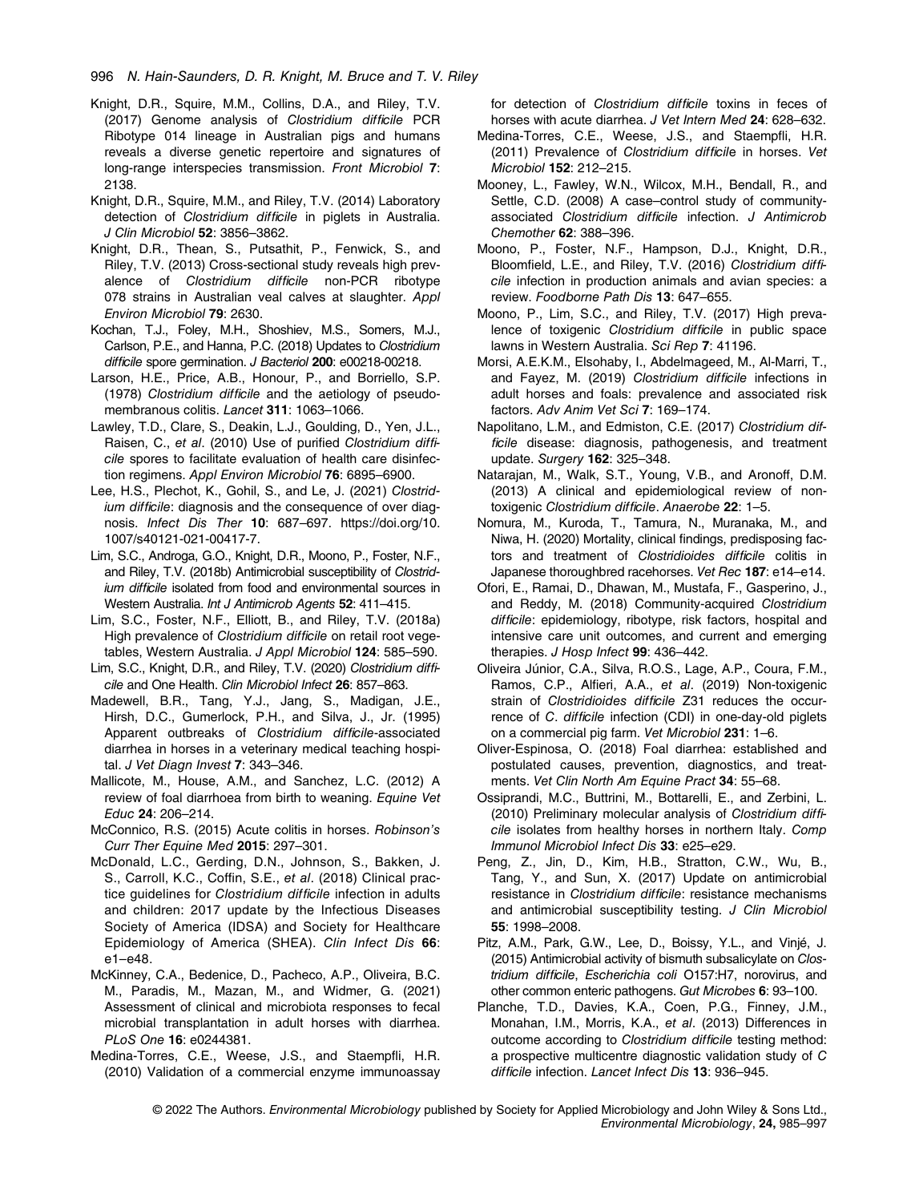Knight, D.R., Squire, M.M., Collins, D.A., and Riley, T.V. (2017) Genome analysis of *Clostridium difficile* PCR Ribotype 014 lineage in Australian pigs and humans reveals a diverse genetic repertoire and signatures of long-range interspecies transmission. *Front Microbiol* **7**: 2138.

Knight, D.R., Squire, M.M., and Riley, T.V. (2014) Laboratory detection of *Clostridium difficile* in piglets in Australia. *J Clin Microbiol* **52**: 3856–3862.

Knight, D.R., Thean, S., Putsathit, P., Fenwick, S., and Riley, T.V. (2013) Cross-sectional study reveals high prevalence of *Clostridium difficile* non-PCR ribotype 078 strains in Australian veal calves at slaughter. *Appl Environ Microbiol* **79**: 2630.

Kochan, T.J., Foley, M.H., Shoshiev, M.S., Somers, M.J., Carlson, P.E., and Hanna, P.C. (2018) Updates to *Clostridium difficile* spore germination. *J Bacteriol* **200**: e00218-00218.

Larson, H.E., Price, A.B., Honour, P., and Borriello, S.P. (1978) *Clostridium difficile* and the aetiology of pseudomembranous colitis. *Lancet* **311**: 1063–1066.

Lawley, T.D., Clare, S., Deakin, L.J., Goulding, D., Yen, J.L., Raisen, C., *et al*. (2010) Use of purified *Clostridium difficile* spores to facilitate evaluation of health care disinfection regimens. *Appl Environ Microbiol* **76**: 6895–6900.

Lee, H.S., Plechot, K., Gohil, S., and Le, J. (2021) *Clostridium difficile*: diagnosis and the consequence of over diagnosis. *Infect Dis Ther* **10**: 687–697. https://doi.org/10.1007/s40121-021-00417-7.

Lim, S.C., Androga, G.O., Knight, D.R., Moono, P., Foster, N.F., and Riley, T.V. (2018b) Antimicrobial susceptibility of *Clostridium difficile* isolated from food and environmental sources in Western Australia. *Int J Antimicrob Agents* **52**: 411–415.

Lim, S.C., Foster, N.F., Elliott, B., and Riley, T.V. (2018a) High prevalence of *Clostridium difficile* on retail root vegetables, Western Australia. *J Appl Microbiol* **124**: 585–590.

Lim, S.C., Knight, D.R., and Riley, T.V. (2020) *Clostridium difficile* and One Health. *Clin Microbiol Infect* **26**: 857–863.

Madewell, B.R., Tang, Y.J., Jang, S., Madigan, J.E., Hirsh, D.C., Gumerlock, P.H., and Silva, J., Jr. (1995) Apparent outbreaks of *Clostridium difficile*-associated diarrhea in horses in a veterinary medical teaching hospital. *J Vet Diagn Invest* **7**: 343–346.

Mallicote, M., House, A.M., and Sanchez, L.C. (2012) A review of foal diarrhoea from birth to weaning. *Equine Vet Educ* **24**: 206–214.

McConnico, R.S. (2015) Acute colitis in horses. *Robinson's Curr Ther Equine Med* **2015**: 297–301.

McDonald, L.C., Gerding, D.N., Johnson, S., Bakken, J. S., Carroll, K.C., Coffin, S.E., *et al*. (2018) Clinical practice guidelines for *Clostridium difficile* infection in adults and children: 2017 update by the Infectious Diseases Society of America (IDSA) and Society for Healthcare Epidemiology of America (SHEA). *Clin Infect Dis* **66**: e1–e48.

McKinney, C.A., Bedenice, D., Pacheco, A.P., Oliveira, B.C. M., Paradis, M., Mazan, M., and Widmer, G. (2021) Assessment of clinical and microbiota responses to fecal microbial transplantation in adult horses with diarrhea. *PLoS One* **16**: e0244381.

Medina-Torres, C.E., Weese, J.S., and Staempfli, H.R. (2010) Validation of a commercial enzyme immunoassay for detection of *Clostridium difficile* toxins in feces of horses with acute diarrhea. *J Vet Intern Med* **24**: 628–632.

Medina-Torres, C.E., Weese, J.S., and Staempfli, H.R. (2011) Prevalence of *Clostridium difficile* in horses. *Vet Microbiol* **152**: 212–215.

Mooney, L., Fawley, W.N., Wilcox, M.H., Bendall, R., and Settle, C.D. (2008) A case–control study of community-associated *Clostridium difficile* infection. *J Antimicrob Chemother* **62**: 388–396.

Moono, P., Foster, N.F., Hampson, D.J., Knight, D.R., Bloomfield, L.E., and Riley, T.V. (2016) *Clostridium difficile* infection in production animals and avian species: a review. *Foodborne Path Dis* **13**: 647–655.

Moono, P., Lim, S.C., and Riley, T.V. (2017) High prevalence of toxigenic *Clostridium difficile* in public space lawns in Western Australia. *Sci Rep* **7**: 41196.

Morsi, A.E.K.M., Elsohaby, I., Abdelmageed, M., Al-Marri, T., and Fayez, M. (2019) *Clostridium difficile* infections in adult horses and foals: prevalence and associated risk factors. *Adv Anim Vet Sci* **7**: 1069–174.

Napolitano, L.M., and Edmiston, C.E. (2017) *Clostridium difficile* disease: diagnosis, pathogenesis, and treatment update. *Surgery* **162**: 325–348.

Natarajan, M., Walk, S.T., Young, V.B., and Aronoff, D.M. (2013) A clinical and epidemiological review of non-toxigenic *Clostridium difficile*. *Anaerobe* **22**: 1–5.

Nomura, M., Kuroda, T., Tamura, N., Muranaka, M., and Niwa, H. (2020) Mortality, clinical findings, predisposing factors and treatment of *Clostridioides difficile* colitis in Japanese thoroughbred racehorses. *Vet Rec* **187**: e14–e14.

Ofori, E., Ramai, D., Dhawan, M., Mustafa, F., Gasperino, J., and Reddy, M. (2018) Community-acquired *Clostridium difficile*: epidemiology, ribotype, risk factors, hospital and intensive care unit outcomes, and current and emerging therapies. *J Hosp Infect* **99**: 436–442.

Oliveira Júnior, C.A., Silva, R.O.S., Lage, A.P., Coura, F.M., Ramos, C.P., Alfieri, A.A., *et al*. (2019) Non-toxigenic strain of *Clostridioides difficile* Z31 reduces the occurrence of *C. difficile* infection (CDI) in one-day-old piglets on a commercial pig farm. *Vet Microbiol* **231**: 1–6.

Oliver-Espinosa, O. (2018) Foal diarrhea: established and postulated causes, prevention, diagnostics, and treatments. *Vet Clin North Am Equine Pract* **34**: 55–68.

Ossiprandi, M.C., Buttrini, M., Bottarelli, E., and Zerbini, L. (2010) Preliminary molecular analysis of *Clostridium difficile* isolates from healthy horses in northern Italy. *Comp Immunol Microbiol Infect Dis* **33**: e25–e29.

Peng, Z., Jin, D., Kim, H.B., Stratton, C.W., Wu, B., Tang, Y., and Sun, X. (2017) Update on antimicrobial resistance in *Clostridium difficile*: resistance mechanisms and antimicrobial susceptibility testing. *J Clin Microbiol* **55**: 1998–2008.

Pitz, A.M., Park, G.W., Lee, D., Boissy, Y.L., and Vinjé, J. (2015) Antimicrobial activity of bismuth subsalicylate on *Clostridium difficile*, *Escherichia coli* O157:H7, norovirus, and other common enteric pathogens. *Gut Microbes* **6**: 93–100.

Planche, T.D., Davies, K.A., Coen, P.G., Finney, J.M., Monahan, I.M., Morris, K.A., *et al*. (2013) Differences in outcome according to *Clostridium difficile* testing method: a prospective multicentre diagnostic validation study of *C difficile* infection. *Lancet Infect Dis* **13**: 936–945.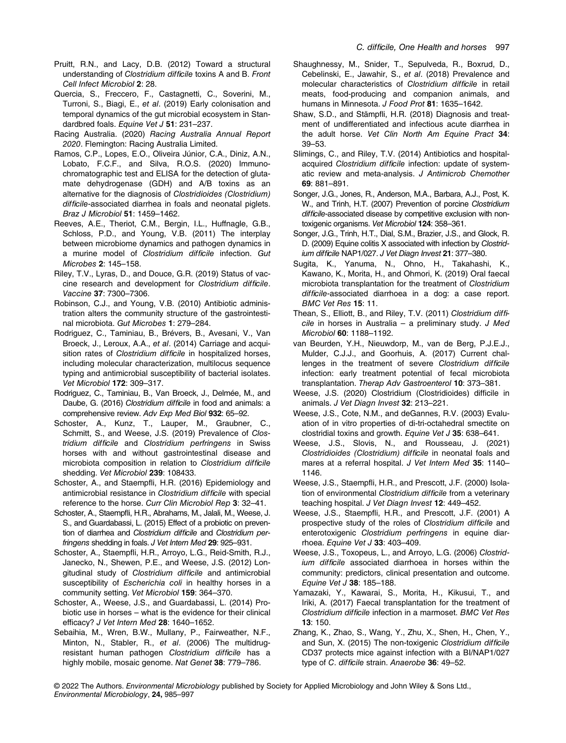Pruitt, R.N., and Lacy, D.B. (2012) Toward a structural understanding of *Clostridium difficile* toxins A and B. *Front Cell Infect Microbiol* **2**: 28.

Quercia, S., Freccero, F., Castagnetti, C., Soverini, M., Turroni, S., Biagi, E., *et al*. (2019) Early colonisation and temporal dynamics of the gut microbial ecosystem in Standardbred foals. *Equine Vet J* **51**: 231–237.

Racing Australia. (2020) *Racing Australia Annual Report 2020*. Flemington: Racing Australia Limited.

Ramos, C.P., Lopes, E.O., Oliveira Júnior, C.A., Diniz, A.N., Lobato, F.C.F., and Silva, R.O.S. (2020) Immunochromatographic test and ELISA for the detection of glutamate dehydrogenase (GDH) and A/B toxins as an alternative for the diagnosis of *Clostridioides (Clostridium) difficile*-associated diarrhea in foals and neonatal piglets. *Braz J Microbiol* **51**: 1459–1462.

Reeves, A.E., Theriot, C.M., Bergin, I.L., Huffnagle, G.B., Schloss, P.D., and Young, V.B. (2011) The interplay between microbiome dynamics and pathogen dynamics in a murine model of *Clostridium difficile* infection. *Gut Microbes* **2**: 145–158.

Riley, T.V., Lyras, D., and Douce, G.R. (2019) Status of vaccine research and development for *Clostridium difficile*. *Vaccine* **37**: 7300–7306.

Robinson, C.J., and Young, V.B. (2010) Antibiotic administration alters the community structure of the gastrointestinal microbiota. *Gut Microbes* **1**: 279–284.

Rodriguez, C., Taminiau, B., Brévers, B., Avesani, V., Van Broeck, J., Leroux, A.A., *et al*. (2014) Carriage and acquisition rates of *Clostridium difficile* in hospitalized horses, including molecular characterization, multilocus sequence typing and antimicrobial susceptibility of bacterial isolates. *Vet Microbiol* **172**: 309–317.

Rodriguez, C., Taminiau, B., Van Broeck, J., Delmée, M., and Daube, G. (2016) *Clostridium difficile* in food and animals: a comprehensive review. *Adv Exp Med Biol* **932**: 65–92.

Schoster, A., Kunz, T., Lauper, M., Graubner, C., Schmitt, S., and Weese, J.S. (2019) Prevalence of *Clostridium difficile* and *Clostridium perfringens* in Swiss horses with and without gastrointestinal disease and microbiota composition in relation to *Clostridium difficile* shedding. *Vet Microbiol* **239**: 108433.

Schoster, A., and Staempfli, H.R. (2016) Epidemiology and antimicrobial resistance in *Clostridium difficile* with special reference to the horse. *Curr Clin Microbiol Rep* **3**: 32–41.

Schoster, A., Staempfli, H.R., Abrahams, M., Jalali, M., Weese, J.S., and Guardabassi, L. (2015) Effect of a probiotic on prevention of diarrhea and *Clostridium difficile* and *Clostridium perfringens* shedding in foals. *J Vet Intern Med* **29**: 925–931.

Schoster, A., Staempfli, H.R., Arroyo, L.G., Reid-Smith, R.J., Janecko, N., Shewen, P.E., and Weese, J.S. (2012) Longitudinal study of *Clostridium difficile* and antimicrobial susceptibility of *Escherichia coli* in healthy horses in a community setting. *Vet Microbiol* **159**: 364–370.

Schoster, A., Weese, J.S., and Guardabassi, L. (2014) Probiotic use in horses – what is the evidence for their clinical efficacy? *J Vet Intern Med* **28**: 1640–1652.

Sebaihia, M., Wren, B.W., Mullany, P., Fairweather, N.F., Minton, N., Stabler, R., *et al*. (2006) The multidrug-resistant human pathogen *Clostridium difficile* has a highly mobile, mosaic genome. *Nat Genet* **38**: 779–786.

Shaughnessy, M., Snider, T., Sepulveda, R., Boxrud, D., Cebelinski, E., Jawahir, S., *et al*. (2018) Prevalence and molecular characteristics of *Clostridium difficile* in retail meats, food-producing and companion animals, and humans in Minnesota. *J Food Prot* **81**: 1635–1642.

Shaw, S.D., and Stämpfli, H.R. (2018) Diagnosis and treatment of undifferentiated and infectious acute diarrhea in the adult horse. *Vet Clin North Am Equine Pract* **34**: 39–53.

Slimings, C., and Riley, T.V. (2014) Antibiotics and hospital-acquired *Clostridium difficile* infection: update of systematic review and meta-analysis. *J Antimicrob Chemother* **69**: 881–891.

Songer, J.G., Jones, R., Anderson, M.A., Barbara, A.J., Post, K.W., and Trinh, H.T. (2007) Prevention of porcine *Clostridium difficile*-associated disease by competitive exclusion with non-toxigenic organisms. *Vet Microbiol* **124**: 358–361.

Songer, J.G., Trinh, H.T., Dial, S.M., Brazier, J.S., and Glock, R.D. (2009) Equine colitis X associated with infection by *Clostridium difficile* NAP1/027. *J Vet Diagn Invest* **21**: 377–380.

Sugita, K., Yanuma, N., Ohno, H., Takahashi, K., Kawano, K., Morita, H., and Ohmori, K. (2019) Oral faecal microbiota transplantation for the treatment of *Clostridium difficile*-associated diarrhoea in a dog: a case report. *BMC Vet Res* **15**: 11.

Thean, S., Elliott, B., and Riley, T.V. (2011) *Clostridium difficile* in horses in Australia – a preliminary study. *J Med Microbiol* **60**: 1188–1192.

van Beurden, Y.H., Nieuwdorp, M., van de Berg, P.J.E.J., Mulder, C.J.J., and Goorhuis, A. (2017) Current challenges in the treatment of severe *Clostridium difficile* infection: early treatment potential of fecal microbiota transplantation. *Therap Adv Gastroenterol* **10**: 373–381.

Weese, J.S. (2020) Clostridium (Clostridioides) difficile in animals. *J Vet Diagn Invest* **32**: 213–221.

Weese, J.S., Cote, N.M., and deGannes, R.V. (2003) Evaluation of in vitro properties of di-tri-octahedral smectite on clostridial toxins and growth. *Equine Vet J* **35**: 638–641.

Weese, J.S., Slovis, N., and Rousseau, J. (2021) *Clostridioides (Clostridium) difficile* in neonatal foals and mares at a referral hospital. *J Vet Intern Med* **35**: 1140–1146.

Weese, J.S., Staempfli, H.R., and Prescott, J.F. (2000) Isolation of environmental *Clostridium difficile* from a veterinary teaching hospital. *J Vet Diagn Invest* **12**: 449–452.

Weese, J.S., Staempfli, H.R., and Prescott, J.F. (2001) A prospective study of the roles of *Clostridium difficile* and enterotoxigenic *Clostridium perfringens* in equine diarrhoea. *Equine Vet J* **33**: 403–409.

Weese, J.S., Toxopeus, L., and Arroyo, L.G. (2006) *Clostridium difficile* associated diarrhoea in horses within the community: predictors, clinical presentation and outcome. *Equine Vet J* **38**: 185–188.

Yamazaki, Y., Kawarai, S., Morita, H., Kikusui, T., and Iriki, A. (2017) Faecal transplantation for the treatment of *Clostridium difficile* infection in a marmoset. *BMC Vet Res* **13**: 150.

Zhang, K., Zhao, S., Wang, Y., Zhu, X., Shen, H., Chen, Y., and Sun, X. (2015) The non-toxigenic *Clostridium difficile* CD37 protects mice against infection with a BI/NAP1/027 type of *C. difficile* strain. *Anaerobe* **36**: 49–52.